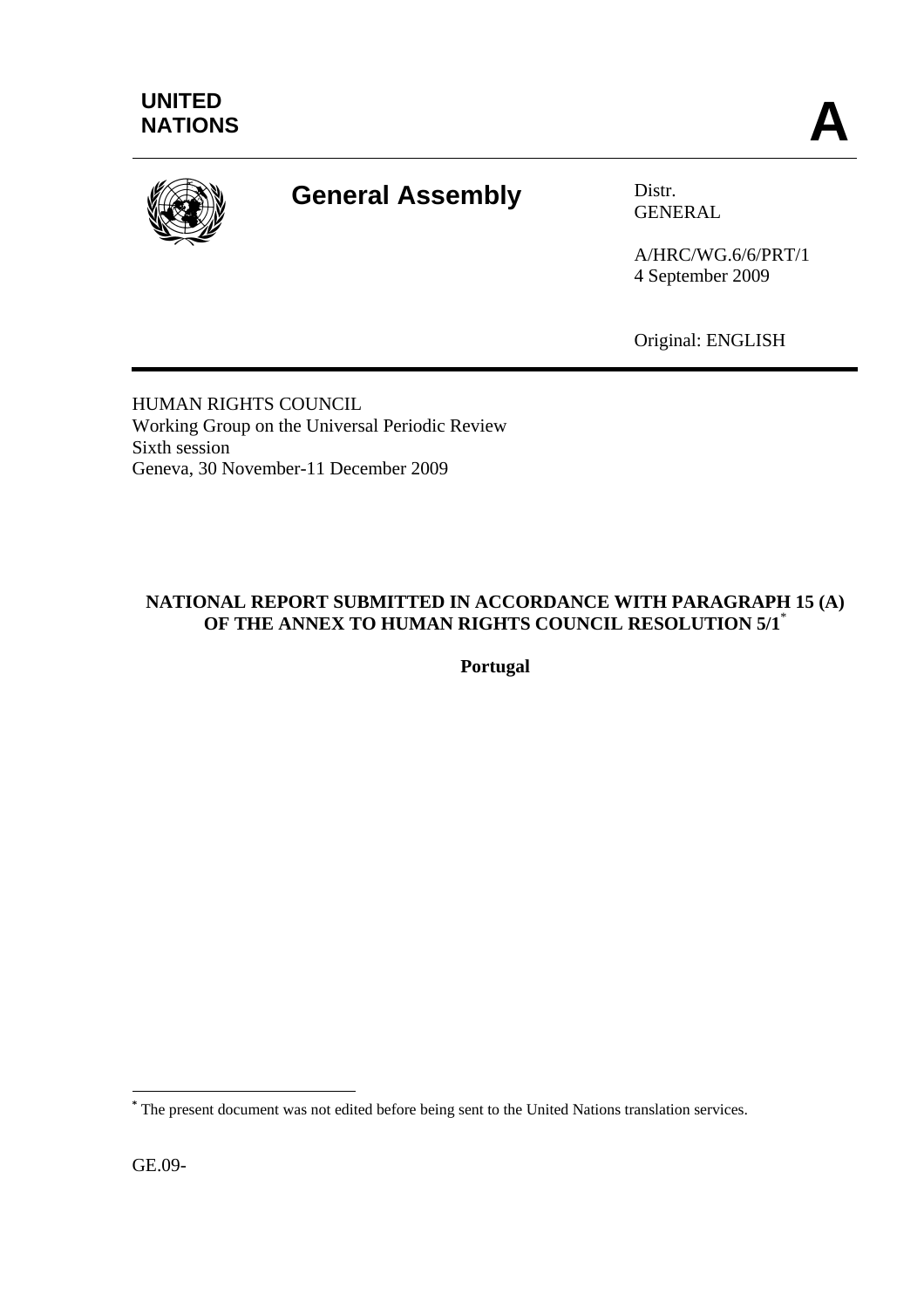UNITED NATIONS

**A**

# General Assembly

Distr.
GENERAL

A/HRC/WG.6/6/PRT/1
4 September 2009

Original: ENGLISH

HUMAN RIGHTS COUNCIL
Working Group on the Universal Periodic Review
Sixth session
Geneva, 30 November-11 December 2009

## NATIONAL REPORT SUBMITTED IN ACCORDANCE WITH PARAGRAPH 15 (A) OF THE ANNEX TO HUMAN RIGHTS COUNCIL RESOLUTION 5/1*

**Portugal**

---

* The present document was not edited before being sent to the United Nations translation services.

GE.09-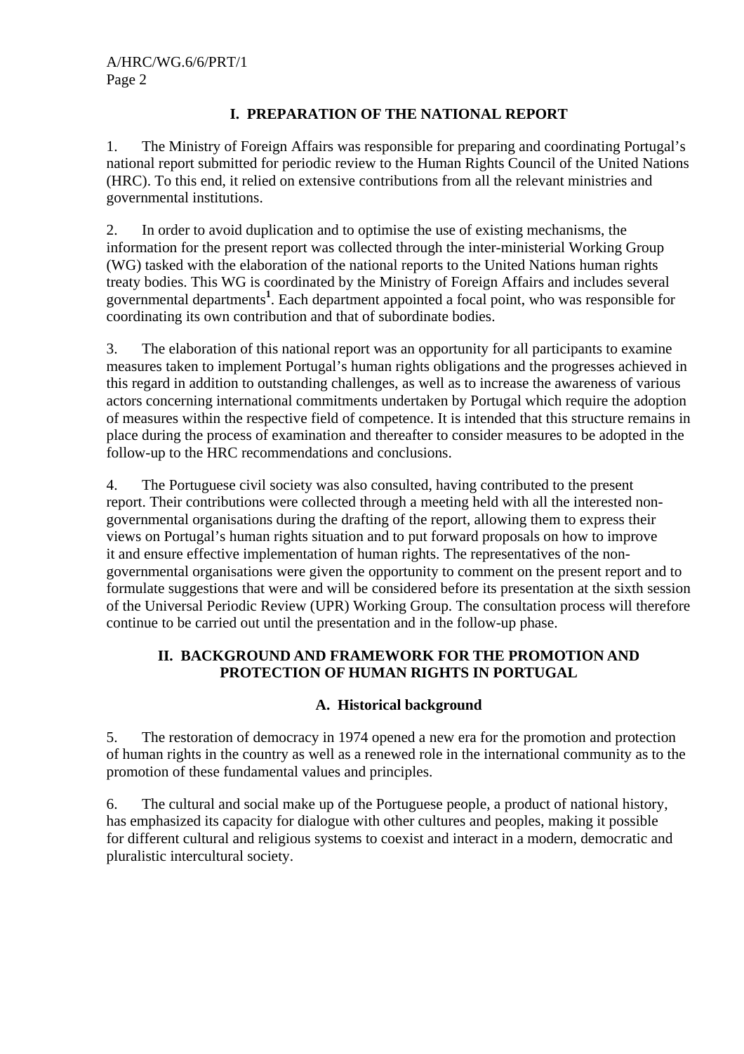## I. PREPARATION OF THE NATIONAL REPORT

1. The Ministry of Foreign Affairs was responsible for preparing and coordinating Portugal's national report submitted for periodic review to the Human Rights Council of the United Nations (HRC). To this end, it relied on extensive contributions from all the relevant ministries and governmental institutions.

2. In order to avoid duplication and to optimise the use of existing mechanisms, the information for the present report was collected through the inter-ministerial Working Group (WG) tasked with the elaboration of the national reports to the United Nations human rights treaty bodies. This WG is coordinated by the Ministry of Foreign Affairs and includes several governmental departments[1]. Each department appointed a focal point, who was responsible for coordinating its own contribution and that of subordinate bodies.

3. The elaboration of this national report was an opportunity for all participants to examine measures taken to implement Portugal's human rights obligations and the progresses achieved in this regard in addition to outstanding challenges, as well as to increase the awareness of various actors concerning international commitments undertaken by Portugal which require the adoption of measures within the respective field of competence. It is intended that this structure remains in place during the process of examination and thereafter to consider measures to be adopted in the follow-up to the HRC recommendations and conclusions.

4. The Portuguese civil society was also consulted, having contributed to the present report. Their contributions were collected through a meeting held with all the interested non-governmental organisations during the drafting of the report, allowing them to express their views on Portugal's human rights situation and to put forward proposals on how to improve it and ensure effective implementation of human rights. The representatives of the non-governmental organisations were given the opportunity to comment on the present report and to formulate suggestions that were and will be considered before its presentation at the sixth session of the Universal Periodic Review (UPR) Working Group. The consultation process will therefore continue to be carried out until the presentation and in the follow-up phase.

## II. BACKGROUND AND FRAMEWORK FOR THE PROMOTION AND PROTECTION OF HUMAN RIGHTS IN PORTUGAL

### A. Historical background

5. The restoration of democracy in 1974 opened a new era for the promotion and protection of human rights in the country as well as a renewed role in the international community as to the promotion of these fundamental values and principles.

6. The cultural and social make up of the Portuguese people, a product of national history, has emphasized its capacity for dialogue with other cultures and peoples, making it possible for different cultural and religious systems to coexist and interact in a modern, democratic and pluralistic intercultural society.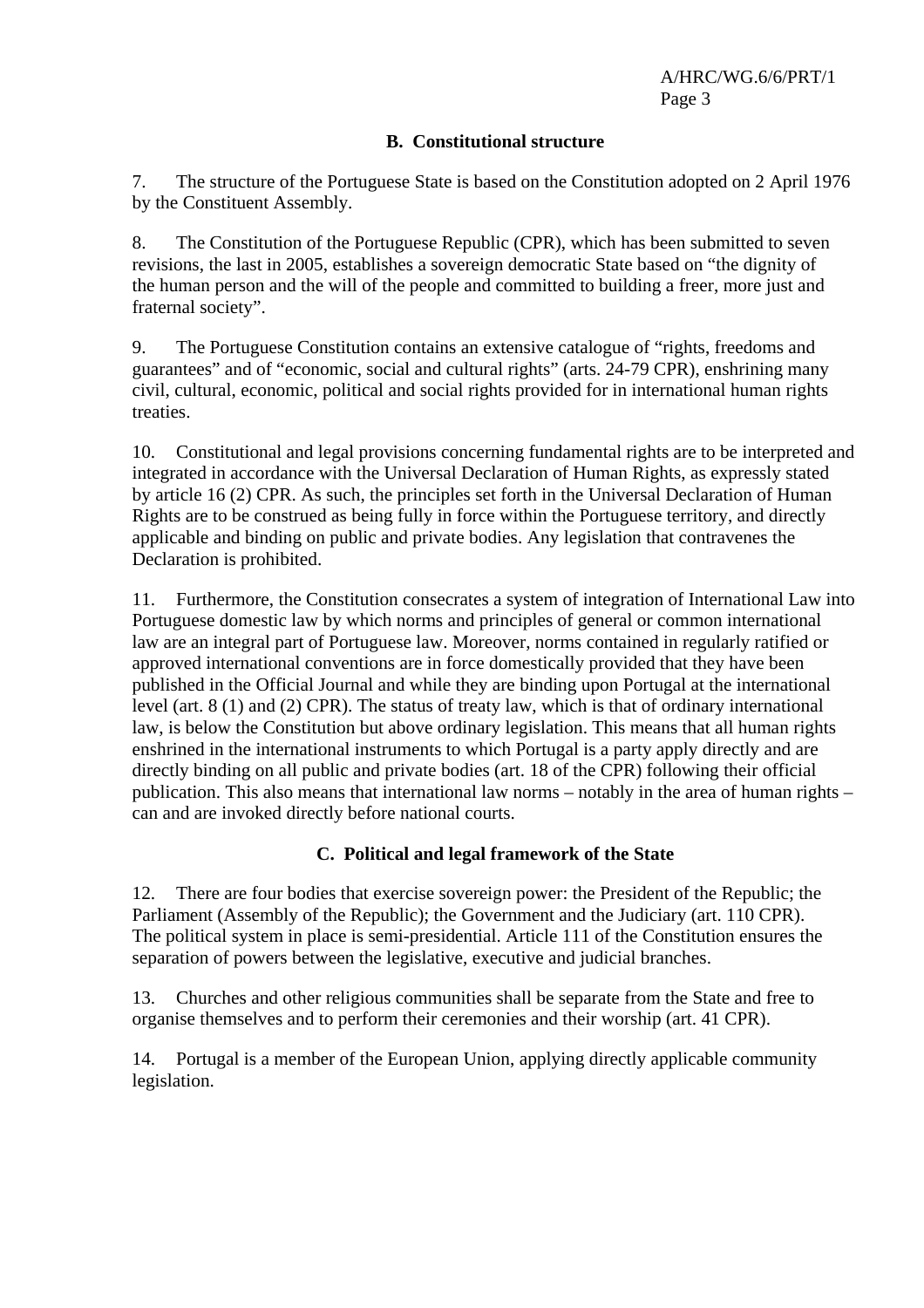## B. Constitutional structure

7. The structure of the Portuguese State is based on the Constitution adopted on 2 April 1976 by the Constituent Assembly.

8. The Constitution of the Portuguese Republic (CPR), which has been submitted to seven revisions, the last in 2005, establishes a sovereign democratic State based on "the dignity of the human person and the will of the people and committed to building a freer, more just and fraternal society".

9. The Portuguese Constitution contains an extensive catalogue of "rights, freedoms and guarantees" and of "economic, social and cultural rights" (arts. 24-79 CPR), enshrining many civil, cultural, economic, political and social rights provided for in international human rights treaties.

10. Constitutional and legal provisions concerning fundamental rights are to be interpreted and integrated in accordance with the Universal Declaration of Human Rights, as expressly stated by article 16 (2) CPR. As such, the principles set forth in the Universal Declaration of Human Rights are to be construed as being fully in force within the Portuguese territory, and directly applicable and binding on public and private bodies. Any legislation that contravenes the Declaration is prohibited.

11. Furthermore, the Constitution consecrates a system of integration of International Law into Portuguese domestic law by which norms and principles of general or common international law are an integral part of Portuguese law. Moreover, norms contained in regularly ratified or approved international conventions are in force domestically provided that they have been published in the Official Journal and while they are binding upon Portugal at the international level (art. 8 (1) and (2) CPR). The status of treaty law, which is that of ordinary international law, is below the Constitution but above ordinary legislation. This means that all human rights enshrined in the international instruments to which Portugal is a party apply directly and are directly binding on all public and private bodies (art. 18 of the CPR) following their official publication. This also means that international law norms – notably in the area of human rights – can and are invoked directly before national courts.

## C. Political and legal framework of the State

12. There are four bodies that exercise sovereign power: the President of the Republic; the Parliament (Assembly of the Republic); the Government and the Judiciary (art. 110 CPR). The political system in place is semi-presidential. Article 111 of the Constitution ensures the separation of powers between the legislative, executive and judicial branches.

13. Churches and other religious communities shall be separate from the State and free to organise themselves and to perform their ceremonies and their worship (art. 41 CPR).

14. Portugal is a member of the European Union, applying directly applicable community legislation.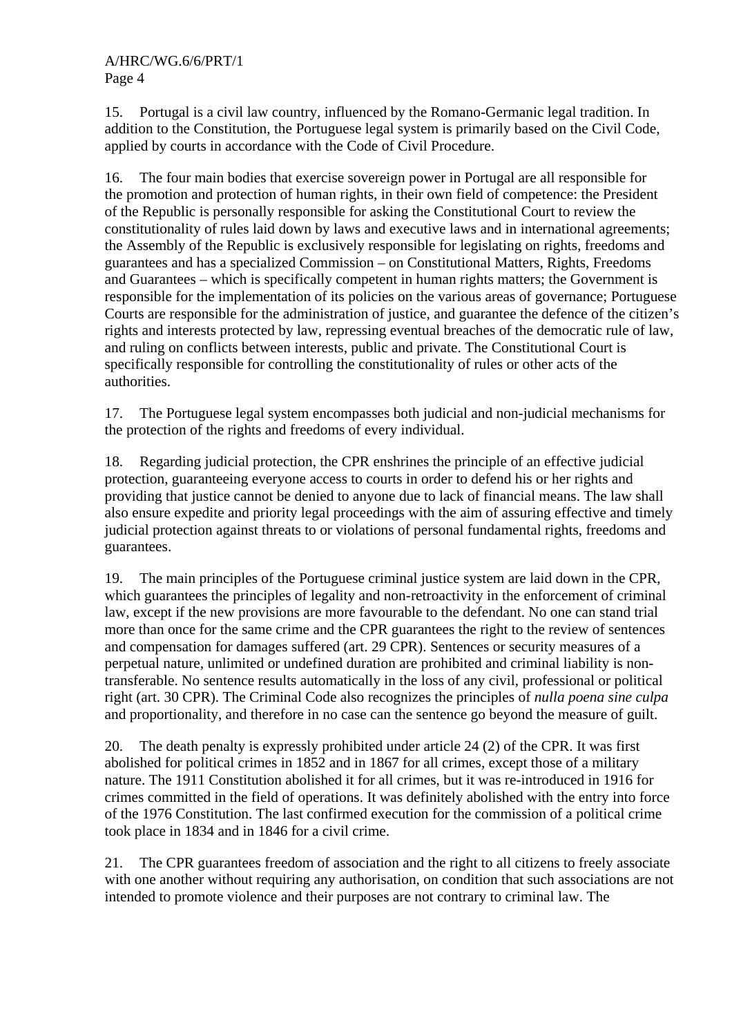15. Portugal is a civil law country, influenced by the Romano-Germanic legal tradition. In addition to the Constitution, the Portuguese legal system is primarily based on the Civil Code, applied by courts in accordance with the Code of Civil Procedure.

16. The four main bodies that exercise sovereign power in Portugal are all responsible for the promotion and protection of human rights, in their own field of competence: the President of the Republic is personally responsible for asking the Constitutional Court to review the constitutionality of rules laid down by laws and executive laws and in international agreements; the Assembly of the Republic is exclusively responsible for legislating on rights, freedoms and guarantees and has a specialized Commission – on Constitutional Matters, Rights, Freedoms and Guarantees – which is specifically competent in human rights matters; the Government is responsible for the implementation of its policies on the various areas of governance; Portuguese Courts are responsible for the administration of justice, and guarantee the defence of the citizen's rights and interests protected by law, repressing eventual breaches of the democratic rule of law, and ruling on conflicts between interests, public and private. The Constitutional Court is specifically responsible for controlling the constitutionality of rules or other acts of the authorities.

17. The Portuguese legal system encompasses both judicial and non-judicial mechanisms for the protection of the rights and freedoms of every individual.

18. Regarding judicial protection, the CPR enshrines the principle of an effective judicial protection, guaranteeing everyone access to courts in order to defend his or her rights and providing that justice cannot be denied to anyone due to lack of financial means. The law shall also ensure expedite and priority legal proceedings with the aim of assuring effective and timely judicial protection against threats to or violations of personal fundamental rights, freedoms and guarantees.

19. The main principles of the Portuguese criminal justice system are laid down in the CPR, which guarantees the principles of legality and non-retroactivity in the enforcement of criminal law, except if the new provisions are more favourable to the defendant. No one can stand trial more than once for the same crime and the CPR guarantees the right to the review of sentences and compensation for damages suffered (art. 29 CPR). Sentences or security measures of a perpetual nature, unlimited or undefined duration are prohibited and criminal liability is non-transferable. No sentence results automatically in the loss of any civil, professional or political right (art. 30 CPR). The Criminal Code also recognizes the principles of *nulla poena sine culpa* and proportionality, and therefore in no case can the sentence go beyond the measure of guilt.

20. The death penalty is expressly prohibited under article 24 (2) of the CPR. It was first abolished for political crimes in 1852 and in 1867 for all crimes, except those of a military nature. The 1911 Constitution abolished it for all crimes, but it was re-introduced in 1916 for crimes committed in the field of operations. It was definitely abolished with the entry into force of the 1976 Constitution. The last confirmed execution for the commission of a political crime took place in 1834 and in 1846 for a civil crime.

21. The CPR guarantees freedom of association and the right to all citizens to freely associate with one another without requiring any authorisation, on condition that such associations are not intended to promote violence and their purposes are not contrary to criminal law. The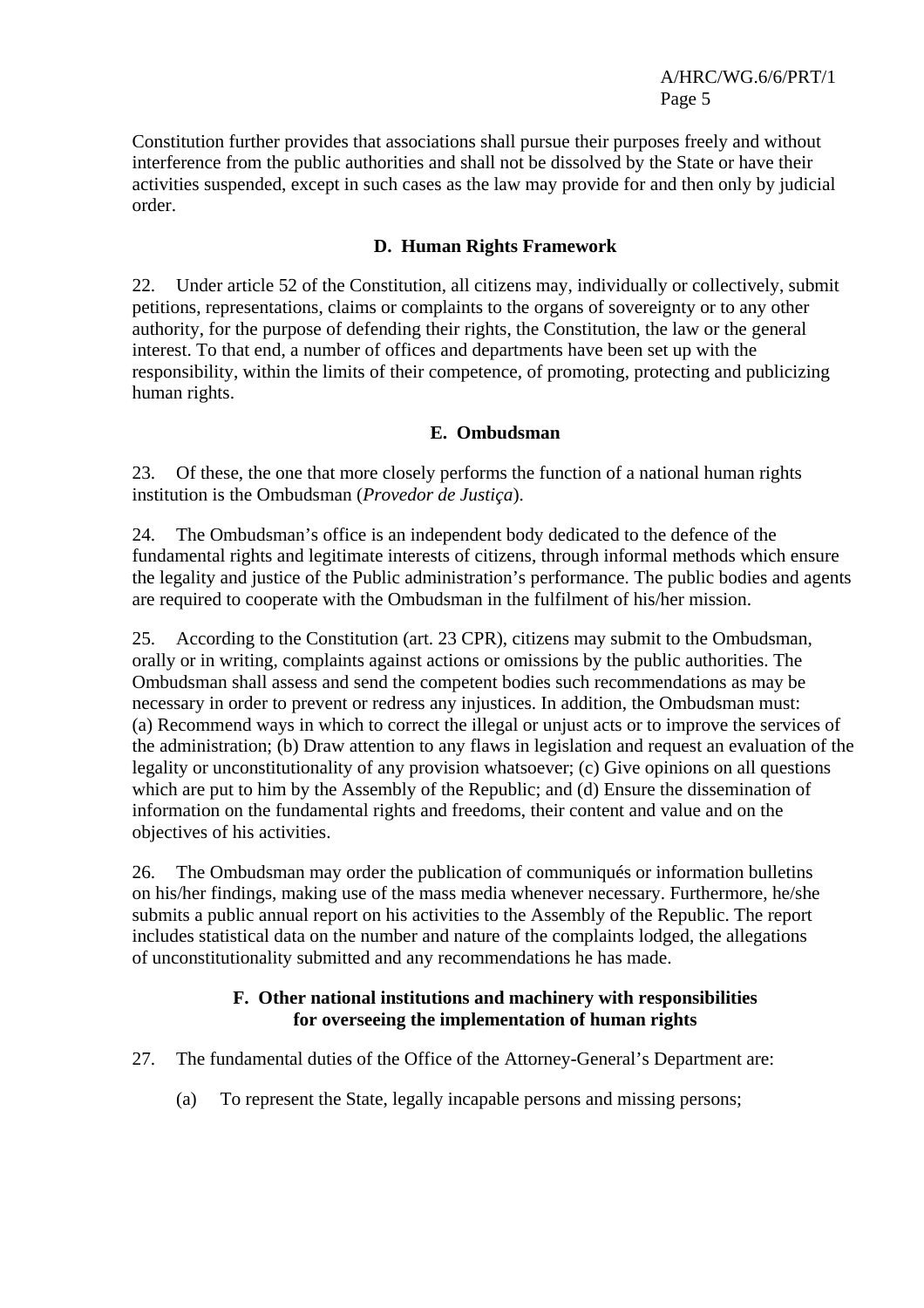Constitution further provides that associations shall pursue their purposes freely and without interference from the public authorities and shall not be dissolved by the State or have their activities suspended, except in such cases as the law may provide for and then only by judicial order.

### D. Human Rights Framework

22. Under article 52 of the Constitution, all citizens may, individually or collectively, submit petitions, representations, claims or complaints to the organs of sovereignty or to any other authority, for the purpose of defending their rights, the Constitution, the law or the general interest. To that end, a number of offices and departments have been set up with the responsibility, within the limits of their competence, of promoting, protecting and publicizing human rights.

### E. Ombudsman

23. Of these, the one that more closely performs the function of a national human rights institution is the Ombudsman (*Provedor de Justiça*).

24. The Ombudsman's office is an independent body dedicated to the defence of the fundamental rights and legitimate interests of citizens, through informal methods which ensure the legality and justice of the Public administration's performance. The public bodies and agents are required to cooperate with the Ombudsman in the fulfilment of his/her mission.

25. According to the Constitution (art. 23 CPR), citizens may submit to the Ombudsman, orally or in writing, complaints against actions or omissions by the public authorities. The Ombudsman shall assess and send the competent bodies such recommendations as may be necessary in order to prevent or redress any injustices. In addition, the Ombudsman must: (a) Recommend ways in which to correct the illegal or unjust acts or to improve the services of the administration; (b) Draw attention to any flaws in legislation and request an evaluation of the legality or unconstitutionality of any provision whatsoever; (c) Give opinions on all questions which are put to him by the Assembly of the Republic; and (d) Ensure the dissemination of information on the fundamental rights and freedoms, their content and value and on the objectives of his activities.

26. The Ombudsman may order the publication of communiqués or information bulletins on his/her findings, making use of the mass media whenever necessary. Furthermore, he/she submits a public annual report on his activities to the Assembly of the Republic. The report includes statistical data on the number and nature of the complaints lodged, the allegations of unconstitutionality submitted and any recommendations he has made.

### F. Other national institutions and machinery with responsibilities for overseeing the implementation of human rights

27. The fundamental duties of the Office of the Attorney-General's Department are:

(a) To represent the State, legally incapable persons and missing persons;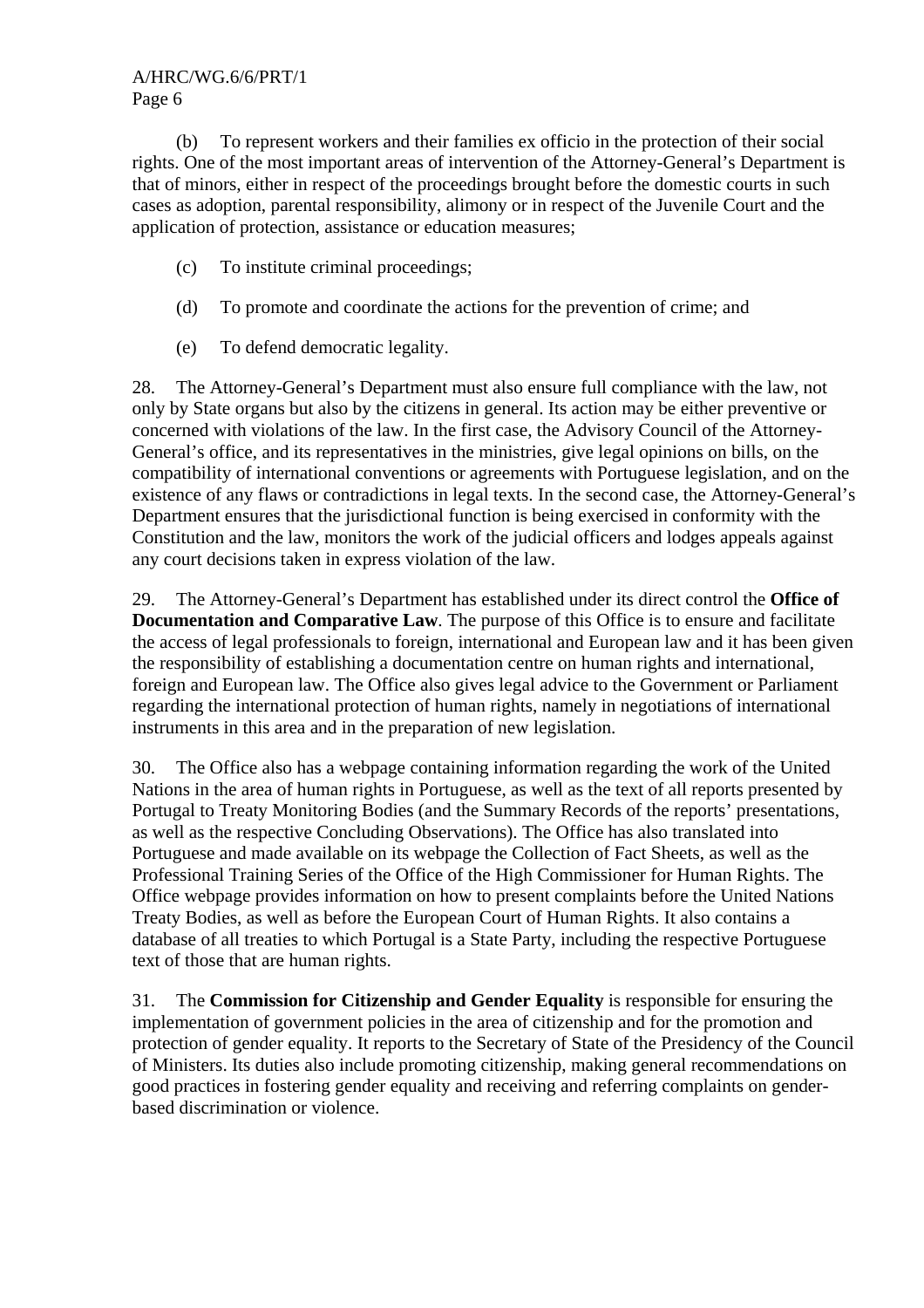(b) To represent workers and their families ex officio in the protection of their social rights. One of the most important areas of intervention of the Attorney-General's Department is that of minors, either in respect of the proceedings brought before the domestic courts in such cases as adoption, parental responsibility, alimony or in respect of the Juvenile Court and the application of protection, assistance or education measures;

(c) To institute criminal proceedings;

(d) To promote and coordinate the actions for the prevention of crime; and

(e) To defend democratic legality.

28. The Attorney-General's Department must also ensure full compliance with the law, not only by State organs but also by the citizens in general. Its action may be either preventive or concerned with violations of the law. In the first case, the Advisory Council of the Attorney-General's office, and its representatives in the ministries, give legal opinions on bills, on the compatibility of international conventions or agreements with Portuguese legislation, and on the existence of any flaws or contradictions in legal texts. In the second case, the Attorney-General's Department ensures that the jurisdictional function is being exercised in conformity with the Constitution and the law, monitors the work of the judicial officers and lodges appeals against any court decisions taken in express violation of the law.

29. The Attorney-General's Department has established under its direct control the **Office of Documentation and Comparative Law**. The purpose of this Office is to ensure and facilitate the access of legal professionals to foreign, international and European law and it has been given the responsibility of establishing a documentation centre on human rights and international, foreign and European law. The Office also gives legal advice to the Government or Parliament regarding the international protection of human rights, namely in negotiations of international instruments in this area and in the preparation of new legislation.

30. The Office also has a webpage containing information regarding the work of the United Nations in the area of human rights in Portuguese, as well as the text of all reports presented by Portugal to Treaty Monitoring Bodies (and the Summary Records of the reports' presentations, as well as the respective Concluding Observations). The Office has also translated into Portuguese and made available on its webpage the Collection of Fact Sheets, as well as the Professional Training Series of the Office of the High Commissioner for Human Rights. The Office webpage provides information on how to present complaints before the United Nations Treaty Bodies, as well as before the European Court of Human Rights. It also contains a database of all treaties to which Portugal is a State Party, including the respective Portuguese text of those that are human rights.

31. The **Commission for Citizenship and Gender Equality** is responsible for ensuring the implementation of government policies in the area of citizenship and for the promotion and protection of gender equality. It reports to the Secretary of State of the Presidency of the Council of Ministers. Its duties also include promoting citizenship, making general recommendations on good practices in fostering gender equality and receiving and referring complaints on gender-based discrimination or violence.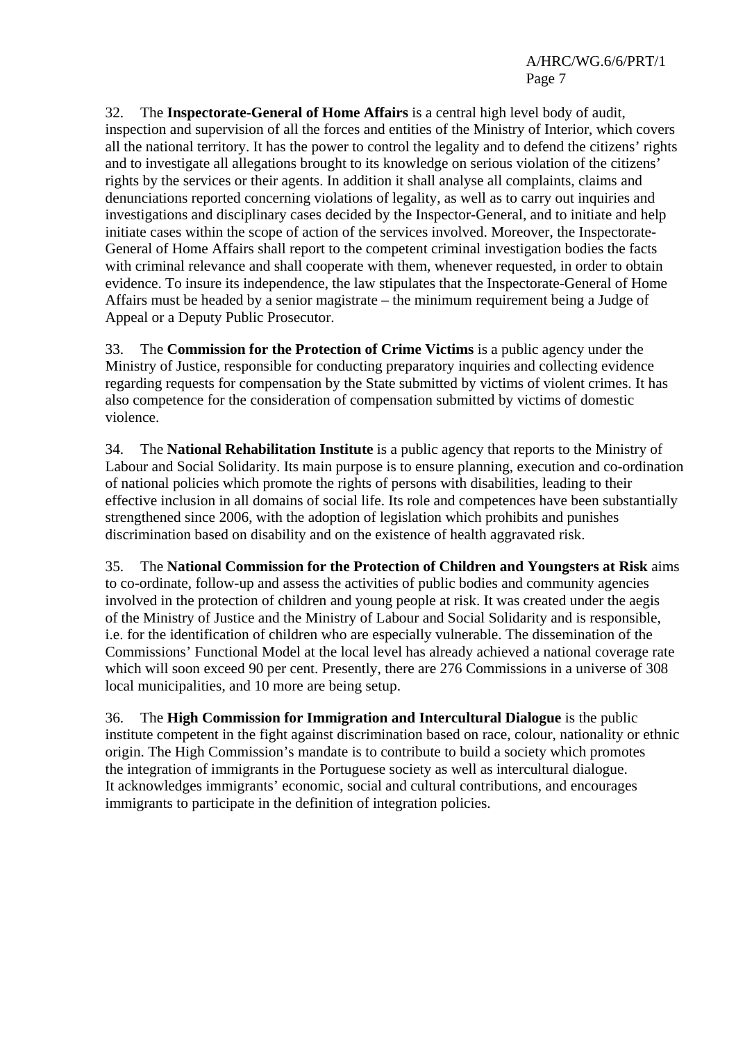32. The **Inspectorate-General of Home Affairs** is a central high level body of audit, inspection and supervision of all the forces and entities of the Ministry of Interior, which covers all the national territory. It has the power to control the legality and to defend the citizens' rights and to investigate all allegations brought to its knowledge on serious violation of the citizens' rights by the services or their agents. In addition it shall analyse all complaints, claims and denunciations reported concerning violations of legality, as well as to carry out inquiries and investigations and disciplinary cases decided by the Inspector-General, and to initiate and help initiate cases within the scope of action of the services involved. Moreover, the Inspectorate-General of Home Affairs shall report to the competent criminal investigation bodies the facts with criminal relevance and shall cooperate with them, whenever requested, in order to obtain evidence. To insure its independence, the law stipulates that the Inspectorate-General of Home Affairs must be headed by a senior magistrate – the minimum requirement being a Judge of Appeal or a Deputy Public Prosecutor.

33. The **Commission for the Protection of Crime Victims** is a public agency under the Ministry of Justice, responsible for conducting preparatory inquiries and collecting evidence regarding requests for compensation by the State submitted by victims of violent crimes. It has also competence for the consideration of compensation submitted by victims of domestic violence.

34. The **National Rehabilitation Institute** is a public agency that reports to the Ministry of Labour and Social Solidarity. Its main purpose is to ensure planning, execution and co-ordination of national policies which promote the rights of persons with disabilities, leading to their effective inclusion in all domains of social life. Its role and competences have been substantially strengthened since 2006, with the adoption of legislation which prohibits and punishes discrimination based on disability and on the existence of health aggravated risk.

35. The **National Commission for the Protection of Children and Youngsters at Risk** aims to co-ordinate, follow-up and assess the activities of public bodies and community agencies involved in the protection of children and young people at risk. It was created under the aegis of the Ministry of Justice and the Ministry of Labour and Social Solidarity and is responsible, i.e. for the identification of children who are especially vulnerable. The dissemination of the Commissions' Functional Model at the local level has already achieved a national coverage rate which will soon exceed 90 per cent. Presently, there are 276 Commissions in a universe of 308 local municipalities, and 10 more are being setup.

36. The **High Commission for Immigration and Intercultural Dialogue** is the public institute competent in the fight against discrimination based on race, colour, nationality or ethnic origin. The High Commission's mandate is to contribute to build a society which promotes the integration of immigrants in the Portuguese society as well as intercultural dialogue. It acknowledges immigrants' economic, social and cultural contributions, and encourages immigrants to participate in the definition of integration policies.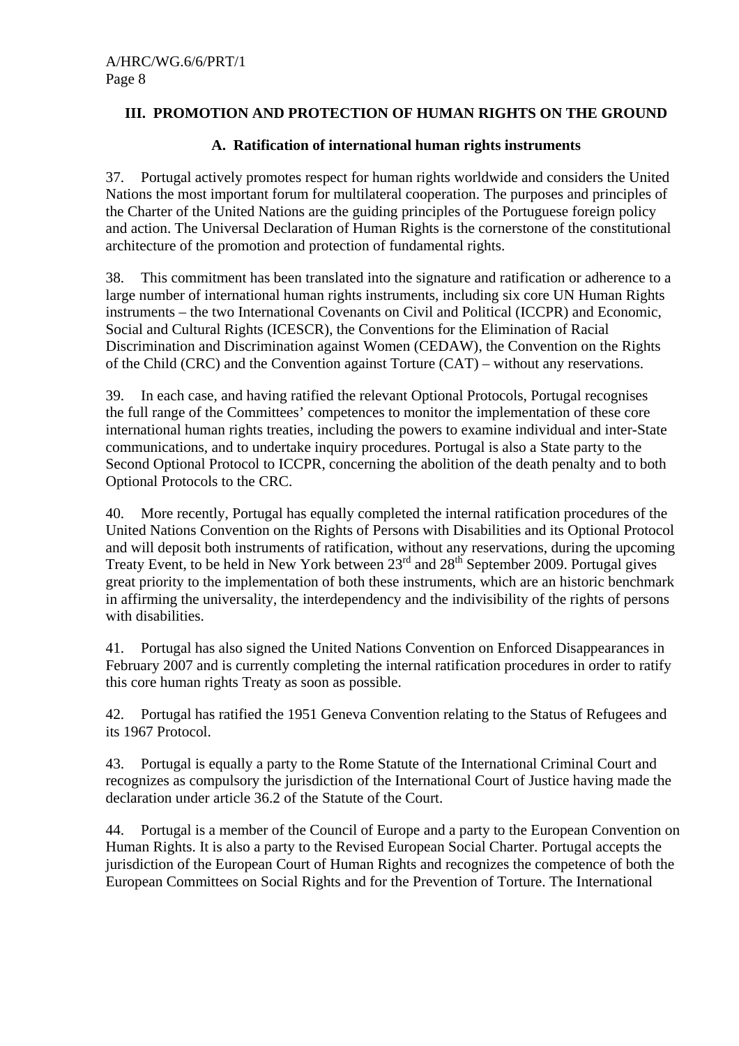## III. PROMOTION AND PROTECTION OF HUMAN RIGHTS ON THE GROUND

### A. Ratification of international human rights instruments

37. Portugal actively promotes respect for human rights worldwide and considers the United Nations the most important forum for multilateral cooperation. The purposes and principles of the Charter of the United Nations are the guiding principles of the Portuguese foreign policy and action. The Universal Declaration of Human Rights is the cornerstone of the constitutional architecture of the promotion and protection of fundamental rights.

38. This commitment has been translated into the signature and ratification or adherence to a large number of international human rights instruments, including six core UN Human Rights instruments – the two International Covenants on Civil and Political (ICCPR) and Economic, Social and Cultural Rights (ICESCR), the Conventions for the Elimination of Racial Discrimination and Discrimination against Women (CEDAW), the Convention on the Rights of the Child (CRC) and the Convention against Torture (CAT) – without any reservations.

39. In each case, and having ratified the relevant Optional Protocols, Portugal recognises the full range of the Committees' competences to monitor the implementation of these core international human rights treaties, including the powers to examine individual and inter-State communications, and to undertake inquiry procedures. Portugal is also a State party to the Second Optional Protocol to ICCPR, concerning the abolition of the death penalty and to both Optional Protocols to the CRC.

40. More recently, Portugal has equally completed the internal ratification procedures of the United Nations Convention on the Rights of Persons with Disabilities and its Optional Protocol and will deposit both instruments of ratification, without any reservations, during the upcoming Treaty Event, to be held in New York between 23rd and 28th September 2009. Portugal gives great priority to the implementation of both these instruments, which are an historic benchmark in affirming the universality, the interdependency and the indivisibility of the rights of persons with disabilities.

41. Portugal has also signed the United Nations Convention on Enforced Disappearances in February 2007 and is currently completing the internal ratification procedures in order to ratify this core human rights Treaty as soon as possible.

42. Portugal has ratified the 1951 Geneva Convention relating to the Status of Refugees and its 1967 Protocol.

43. Portugal is equally a party to the Rome Statute of the International Criminal Court and recognizes as compulsory the jurisdiction of the International Court of Justice having made the declaration under article 36.2 of the Statute of the Court.

44. Portugal is a member of the Council of Europe and a party to the European Convention on Human Rights. It is also a party to the Revised European Social Charter. Portugal accepts the jurisdiction of the European Court of Human Rights and recognizes the competence of both the European Committees on Social Rights and for the Prevention of Torture. The International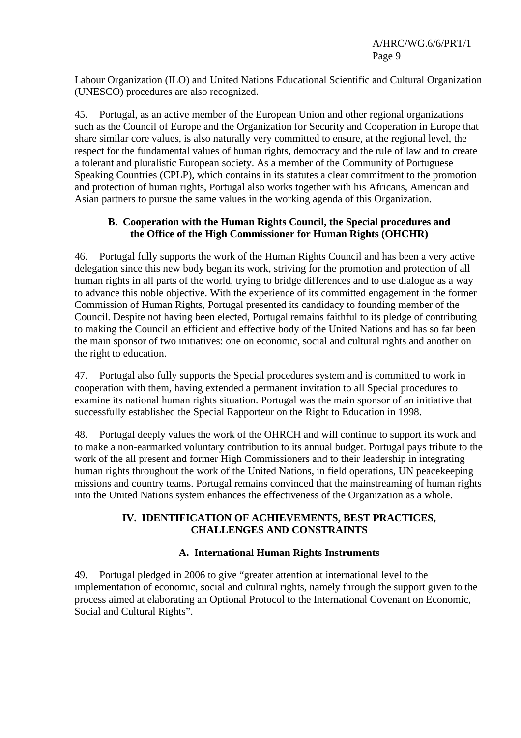Labour Organization (ILO) and United Nations Educational Scientific and Cultural Organization (UNESCO) procedures are also recognized.

45. Portugal, as an active member of the European Union and other regional organizations such as the Council of Europe and the Organization for Security and Cooperation in Europe that share similar core values, is also naturally very committed to ensure, at the regional level, the respect for the fundamental values of human rights, democracy and the rule of law and to create a tolerant and pluralistic European society. As a member of the Community of Portuguese Speaking Countries (CPLP), which contains in its statutes a clear commitment to the promotion and protection of human rights, Portugal also works together with his Africans, American and Asian partners to pursue the same values in the working agenda of this Organization.

### B. Cooperation with the Human Rights Council, the Special procedures and the Office of the High Commissioner for Human Rights (OHCHR)

46. Portugal fully supports the work of the Human Rights Council and has been a very active delegation since this new body began its work, striving for the promotion and protection of all human rights in all parts of the world, trying to bridge differences and to use dialogue as a way to advance this noble objective. With the experience of its committed engagement in the former Commission of Human Rights, Portugal presented its candidacy to founding member of the Council. Despite not having been elected, Portugal remains faithful to its pledge of contributing to making the Council an efficient and effective body of the United Nations and has so far been the main sponsor of two initiatives: one on economic, social and cultural rights and another on the right to education.

47. Portugal also fully supports the Special procedures system and is committed to work in cooperation with them, having extended a permanent invitation to all Special procedures to examine its national human rights situation. Portugal was the main sponsor of an initiative that successfully established the Special Rapporteur on the Right to Education in 1998.

48. Portugal deeply values the work of the OHRCH and will continue to support its work and to make a non-earmarked voluntary contribution to its annual budget. Portugal pays tribute to the work of the all present and former High Commissioners and to their leadership in integrating human rights throughout the work of the United Nations, in field operations, UN peacekeeping missions and country teams. Portugal remains convinced that the mainstreaming of human rights into the United Nations system enhances the effectiveness of the Organization as a whole.

## IV. IDENTIFICATION OF ACHIEVEMENTS, BEST PRACTICES, CHALLENGES AND CONSTRAINTS

### A. International Human Rights Instruments

49. Portugal pledged in 2006 to give "greater attention at international level to the implementation of economic, social and cultural rights, namely through the support given to the process aimed at elaborating an Optional Protocol to the International Covenant on Economic, Social and Cultural Rights".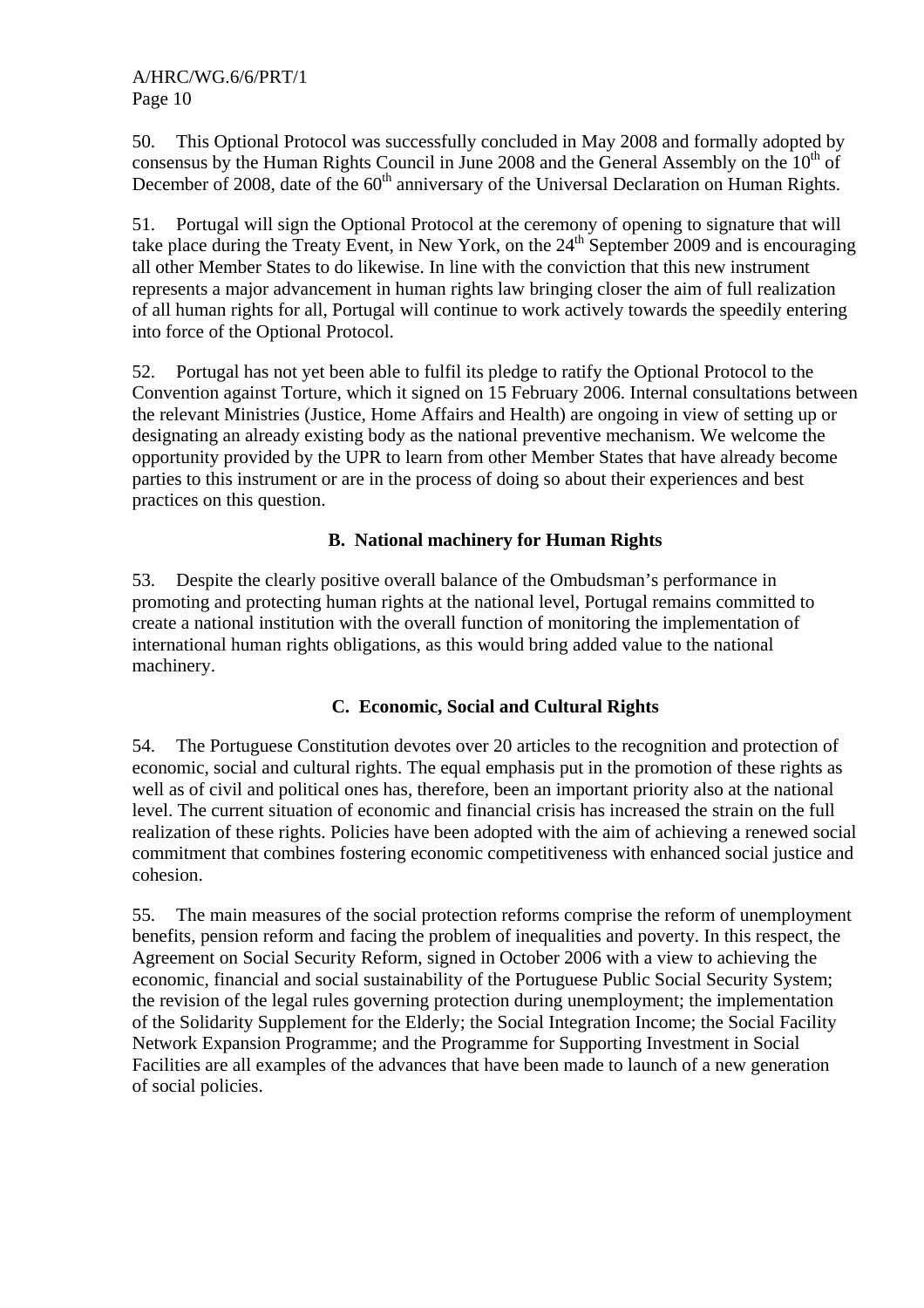50. This Optional Protocol was successfully concluded in May 2008 and formally adopted by consensus by the Human Rights Council in June 2008 and the General Assembly on the 10th of December of 2008, date of the 60th anniversary of the Universal Declaration on Human Rights.

51. Portugal will sign the Optional Protocol at the ceremony of opening to signature that will take place during the Treaty Event, in New York, on the 24th September 2009 and is encouraging all other Member States to do likewise. In line with the conviction that this new instrument represents a major advancement in human rights law bringing closer the aim of full realization of all human rights for all, Portugal will continue to work actively towards the speedily entering into force of the Optional Protocol.

52. Portugal has not yet been able to fulfil its pledge to ratify the Optional Protocol to the Convention against Torture, which it signed on 15 February 2006. Internal consultations between the relevant Ministries (Justice, Home Affairs and Health) are ongoing in view of setting up or designating an already existing body as the national preventive mechanism. We welcome the opportunity provided by the UPR to learn from other Member States that have already become parties to this instrument or are in the process of doing so about their experiences and best practices on this question.

### B. National machinery for Human Rights

53. Despite the clearly positive overall balance of the Ombudsman's performance in promoting and protecting human rights at the national level, Portugal remains committed to create a national institution with the overall function of monitoring the implementation of international human rights obligations, as this would bring added value to the national machinery.

### C. Economic, Social and Cultural Rights

54. The Portuguese Constitution devotes over 20 articles to the recognition and protection of economic, social and cultural rights. The equal emphasis put in the promotion of these rights as well as of civil and political ones has, therefore, been an important priority also at the national level. The current situation of economic and financial crisis has increased the strain on the full realization of these rights. Policies have been adopted with the aim of achieving a renewed social commitment that combines fostering economic competitiveness with enhanced social justice and cohesion.

55. The main measures of the social protection reforms comprise the reform of unemployment benefits, pension reform and facing the problem of inequalities and poverty. In this respect, the Agreement on Social Security Reform, signed in October 2006 with a view to achieving the economic, financial and social sustainability of the Portuguese Public Social Security System; the revision of the legal rules governing protection during unemployment; the implementation of the Solidarity Supplement for the Elderly; the Social Integration Income; the Social Facility Network Expansion Programme; and the Programme for Supporting Investment in Social Facilities are all examples of the advances that have been made to launch of a new generation of social policies.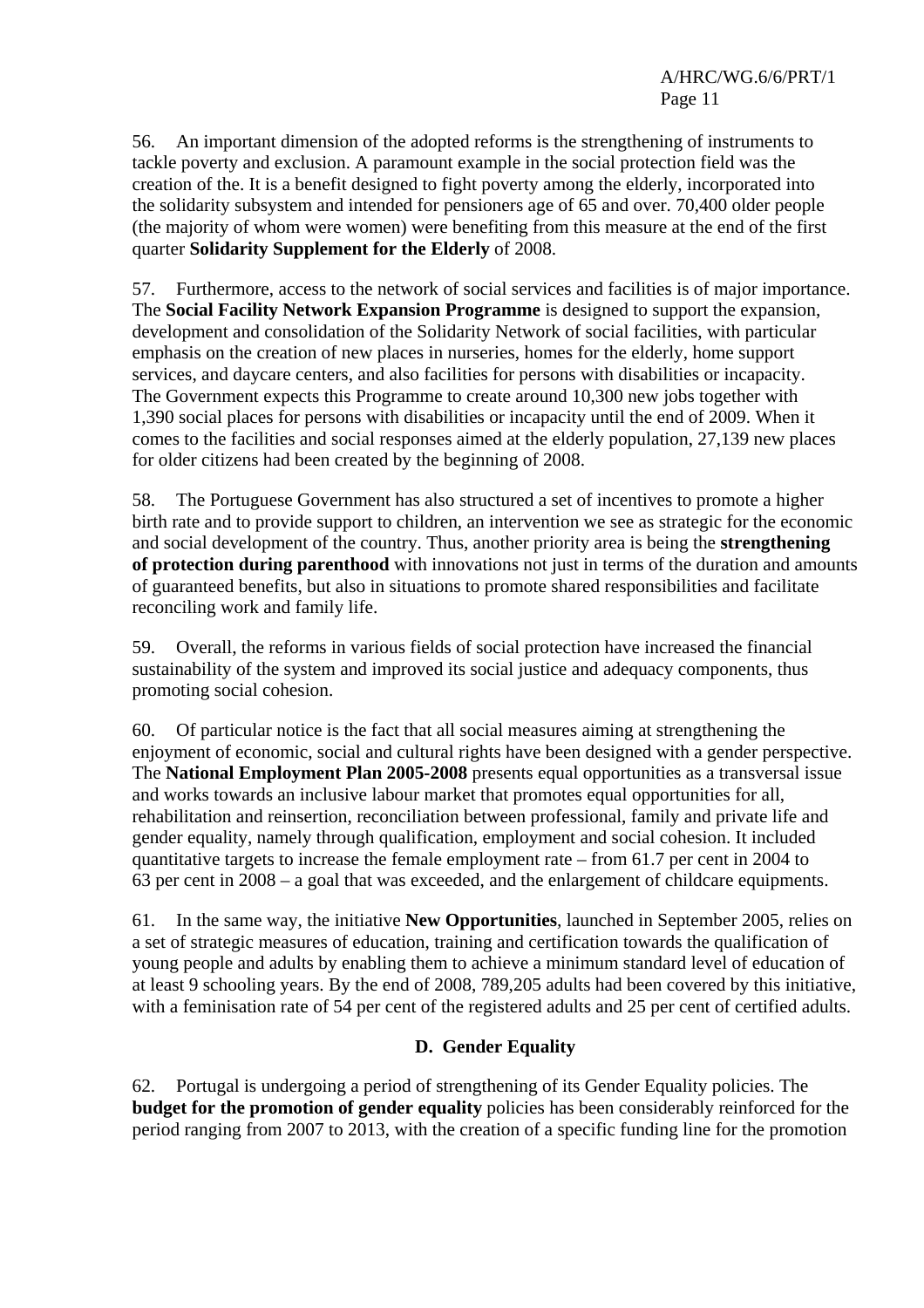56. An important dimension of the adopted reforms is the strengthening of instruments to tackle poverty and exclusion. A paramount example in the social protection field was the creation of the. It is a benefit designed to fight poverty among the elderly, incorporated into the solidarity subsystem and intended for pensioners age of 65 and over. 70,400 older people (the majority of whom were women) were benefiting from this measure at the end of the first quarter **Solidarity Supplement for the Elderly** of 2008.

57. Furthermore, access to the network of social services and facilities is of major importance. The **Social Facility Network Expansion Programme** is designed to support the expansion, development and consolidation of the Solidarity Network of social facilities, with particular emphasis on the creation of new places in nurseries, homes for the elderly, home support services, and daycare centers, and also facilities for persons with disabilities or incapacity. The Government expects this Programme to create around 10,300 new jobs together with 1,390 social places for persons with disabilities or incapacity until the end of 2009. When it comes to the facilities and social responses aimed at the elderly population, 27,139 new places for older citizens had been created by the beginning of 2008.

58. The Portuguese Government has also structured a set of incentives to promote a higher birth rate and to provide support to children, an intervention we see as strategic for the economic and social development of the country. Thus, another priority area is being the **strengthening of protection during parenthood** with innovations not just in terms of the duration and amounts of guaranteed benefits, but also in situations to promote shared responsibilities and facilitate reconciling work and family life.

59. Overall, the reforms in various fields of social protection have increased the financial sustainability of the system and improved its social justice and adequacy components, thus promoting social cohesion.

60. Of particular notice is the fact that all social measures aiming at strengthening the enjoyment of economic, social and cultural rights have been designed with a gender perspective. The **National Employment Plan 2005-2008** presents equal opportunities as a transversal issue and works towards an inclusive labour market that promotes equal opportunities for all, rehabilitation and reinsertion, reconciliation between professional, family and private life and gender equality, namely through qualification, employment and social cohesion. It included quantitative targets to increase the female employment rate – from 61.7 per cent in 2004 to 63 per cent in 2008 – a goal that was exceeded, and the enlargement of childcare equipments.

61. In the same way, the initiative **New Opportunities**, launched in September 2005, relies on a set of strategic measures of education, training and certification towards the qualification of young people and adults by enabling them to achieve a minimum standard level of education of at least 9 schooling years. By the end of 2008, 789,205 adults had been covered by this initiative, with a feminisation rate of 54 per cent of the registered adults and 25 per cent of certified adults.

### D. Gender Equality

62. Portugal is undergoing a period of strengthening of its Gender Equality policies. The **budget for the promotion of gender equality** policies has been considerably reinforced for the period ranging from 2007 to 2013, with the creation of a specific funding line for the promotion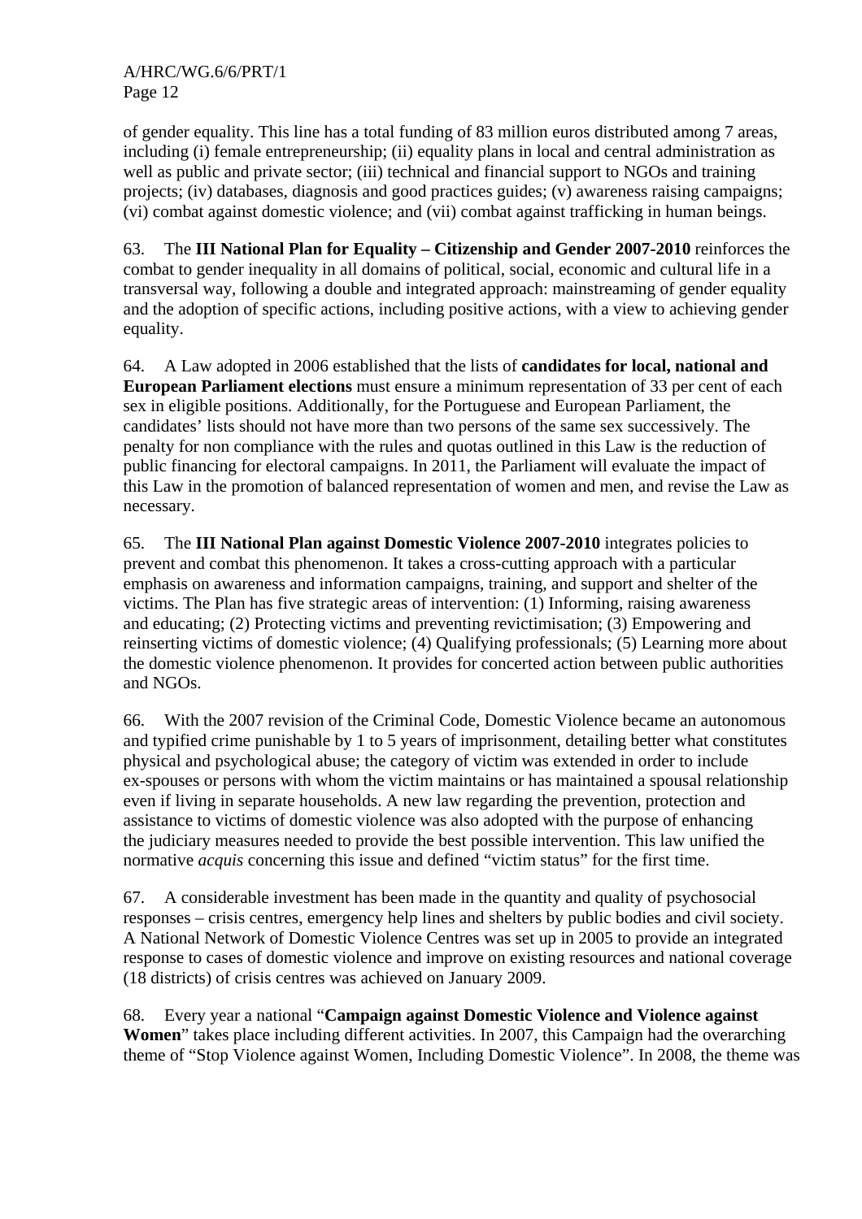of gender equality. This line has a total funding of 83 million euros distributed among 7 areas, including (i) female entrepreneurship; (ii) equality plans in local and central administration as well as public and private sector; (iii) technical and financial support to NGOs and training projects; (iv) databases, diagnosis and good practices guides; (v) awareness raising campaigns; (vi) combat against domestic violence; and (vii) combat against trafficking in human beings.

63. The **III National Plan for Equality – Citizenship and Gender 2007-2010** reinforces the combat to gender inequality in all domains of political, social, economic and cultural life in a transversal way, following a double and integrated approach: mainstreaming of gender equality and the adoption of specific actions, including positive actions, with a view to achieving gender equality.

64. A Law adopted in 2006 established that the lists of **candidates for local, national and European Parliament elections** must ensure a minimum representation of 33 per cent of each sex in eligible positions. Additionally, for the Portuguese and European Parliament, the candidates' lists should not have more than two persons of the same sex successively. The penalty for non compliance with the rules and quotas outlined in this Law is the reduction of public financing for electoral campaigns. In 2011, the Parliament will evaluate the impact of this Law in the promotion of balanced representation of women and men, and revise the Law as necessary.

65. The **III National Plan against Domestic Violence 2007-2010** integrates policies to prevent and combat this phenomenon. It takes a cross-cutting approach with a particular emphasis on awareness and information campaigns, training, and support and shelter of the victims. The Plan has five strategic areas of intervention: (1) Informing, raising awareness and educating; (2) Protecting victims and preventing revictimisation; (3) Empowering and reinserting victims of domestic violence; (4) Qualifying professionals; (5) Learning more about the domestic violence phenomenon. It provides for concerted action between public authorities and NGOs.

66. With the 2007 revision of the Criminal Code, Domestic Violence became an autonomous and typified crime punishable by 1 to 5 years of imprisonment, detailing better what constitutes physical and psychological abuse; the category of victim was extended in order to include ex-spouses or persons with whom the victim maintains or has maintained a spousal relationship even if living in separate households. A new law regarding the prevention, protection and assistance to victims of domestic violence was also adopted with the purpose of enhancing the judiciary measures needed to provide the best possible intervention. This law unified the normative *acquis* concerning this issue and defined "victim status" for the first time.

67. A considerable investment has been made in the quantity and quality of psychosocial responses – crisis centres, emergency help lines and shelters by public bodies and civil society. A National Network of Domestic Violence Centres was set up in 2005 to provide an integrated response to cases of domestic violence and improve on existing resources and national coverage (18 districts) of crisis centres was achieved on January 2009.

68. Every year a national "**Campaign against Domestic Violence and Violence against Women**" takes place including different activities. In 2007, this Campaign had the overarching theme of "Stop Violence against Women, Including Domestic Violence". In 2008, the theme was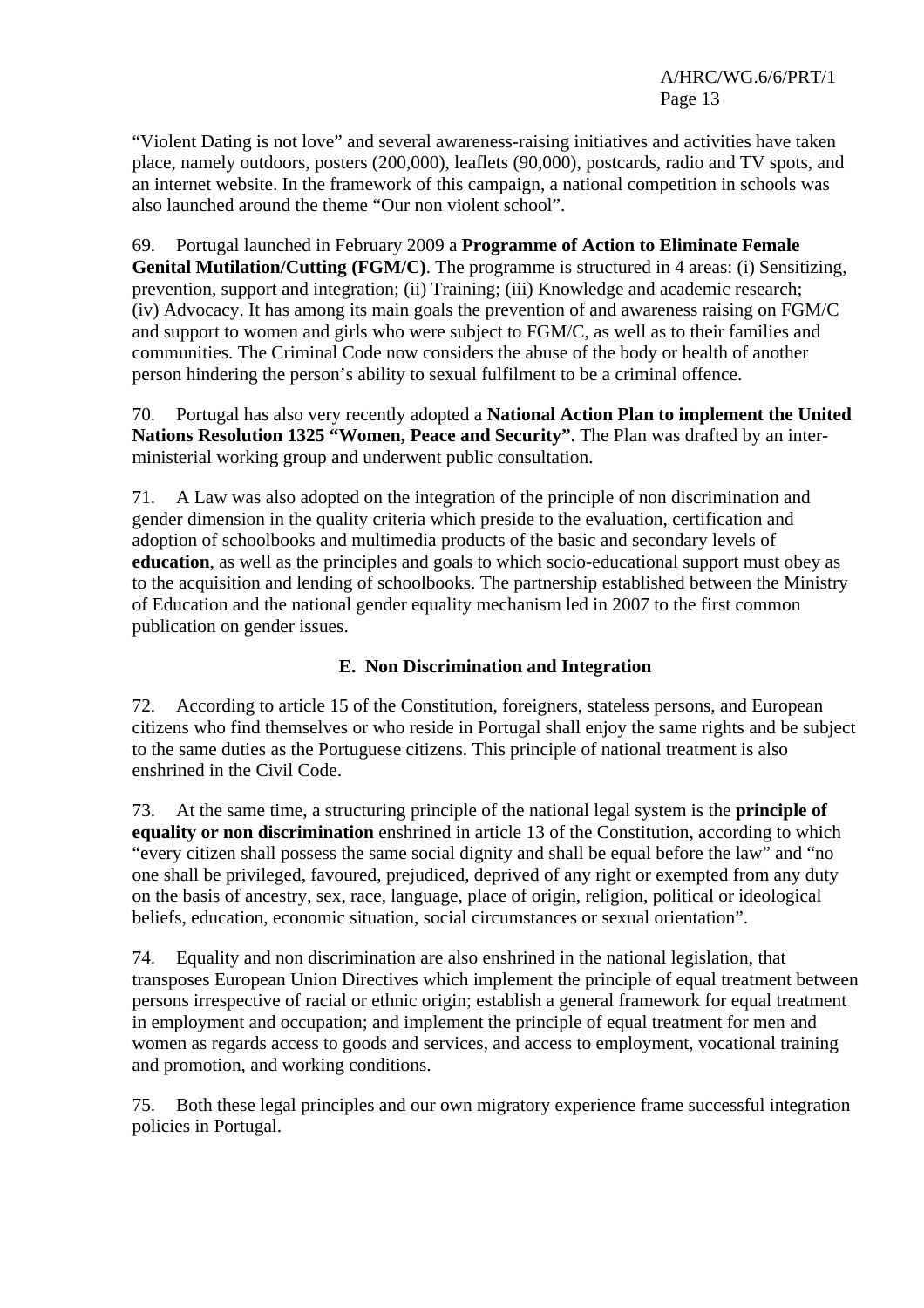"Violent Dating is not love" and several awareness-raising initiatives and activities have taken place, namely outdoors, posters (200,000), leaflets (90,000), postcards, radio and TV spots, and an internet website. In the framework of this campaign, a national competition in schools was also launched around the theme "Our non violent school".

69. Portugal launched in February 2009 a **Programme of Action to Eliminate Female Genital Mutilation/Cutting (FGM/C)**. The programme is structured in 4 areas: (i) Sensitizing, prevention, support and integration; (ii) Training; (iii) Knowledge and academic research; (iv) Advocacy. It has among its main goals the prevention of and awareness raising on FGM/C and support to women and girls who were subject to FGM/C, as well as to their families and communities. The Criminal Code now considers the abuse of the body or health of another person hindering the person's ability to sexual fulfilment to be a criminal offence.

70. Portugal has also very recently adopted a **National Action Plan to implement the United Nations Resolution 1325 "Women, Peace and Security"**. The Plan was drafted by an inter-ministerial working group and underwent public consultation.

71. A Law was also adopted on the integration of the principle of non discrimination and gender dimension in the quality criteria which preside to the evaluation, certification and adoption of schoolbooks and multimedia products of the basic and secondary levels of **education**, as well as the principles and goals to which socio-educational support must obey as to the acquisition and lending of schoolbooks. The partnership established between the Ministry of Education and the national gender equality mechanism led in 2007 to the first common publication on gender issues.

### E. Non Discrimination and Integration

72. According to article 15 of the Constitution, foreigners, stateless persons, and European citizens who find themselves or who reside in Portugal shall enjoy the same rights and be subject to the same duties as the Portuguese citizens. This principle of national treatment is also enshrined in the Civil Code.

73. At the same time, a structuring principle of the national legal system is the **principle of equality or non discrimination** enshrined in article 13 of the Constitution, according to which "every citizen shall possess the same social dignity and shall be equal before the law" and "no one shall be privileged, favoured, prejudiced, deprived of any right or exempted from any duty on the basis of ancestry, sex, race, language, place of origin, religion, political or ideological beliefs, education, economic situation, social circumstances or sexual orientation".

74. Equality and non discrimination are also enshrined in the national legislation, that transposes European Union Directives which implement the principle of equal treatment between persons irrespective of racial or ethnic origin; establish a general framework for equal treatment in employment and occupation; and implement the principle of equal treatment for men and women as regards access to goods and services, and access to employment, vocational training and promotion, and working conditions.

75. Both these legal principles and our own migratory experience frame successful integration policies in Portugal.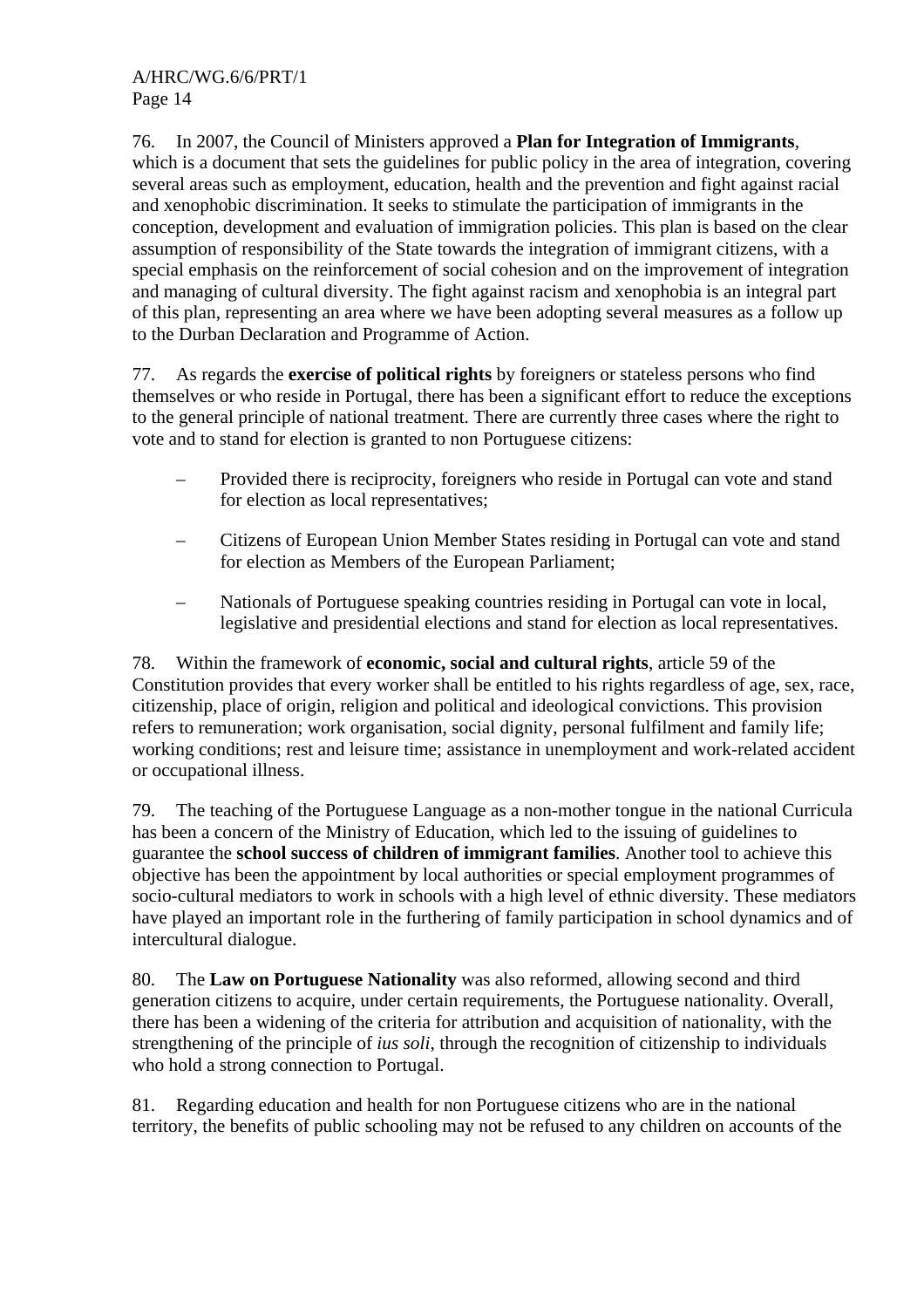76. In 2007, the Council of Ministers approved a **Plan for Integration of Immigrants**, which is a document that sets the guidelines for public policy in the area of integration, covering several areas such as employment, education, health and the prevention and fight against racial and xenophobic discrimination. It seeks to stimulate the participation of immigrants in the conception, development and evaluation of immigration policies. This plan is based on the clear assumption of responsibility of the State towards the integration of immigrant citizens, with a special emphasis on the reinforcement of social cohesion and on the improvement of integration and managing of cultural diversity. The fight against racism and xenophobia is an integral part of this plan, representing an area where we have been adopting several measures as a follow up to the Durban Declaration and Programme of Action.

77. As regards the **exercise of political rights** by foreigners or stateless persons who find themselves or who reside in Portugal, there has been a significant effort to reduce the exceptions to the general principle of national treatment. There are currently three cases where the right to vote and to stand for election is granted to non Portuguese citizens:

- Provided there is reciprocity, foreigners who reside in Portugal can vote and stand for election as local representatives;
- Citizens of European Union Member States residing in Portugal can vote and stand for election as Members of the European Parliament;
- Nationals of Portuguese speaking countries residing in Portugal can vote in local, legislative and presidential elections and stand for election as local representatives.

78. Within the framework of **economic, social and cultural rights**, article 59 of the Constitution provides that every worker shall be entitled to his rights regardless of age, sex, race, citizenship, place of origin, religion and political and ideological convictions. This provision refers to remuneration; work organisation, social dignity, personal fulfilment and family life; working conditions; rest and leisure time; assistance in unemployment and work-related accident or occupational illness.

79. The teaching of the Portuguese Language as a non-mother tongue in the national Curricula has been a concern of the Ministry of Education, which led to the issuing of guidelines to guarantee the **school success of children of immigrant families**. Another tool to achieve this objective has been the appointment by local authorities or special employment programmes of socio-cultural mediators to work in schools with a high level of ethnic diversity. These mediators have played an important role in the furthering of family participation in school dynamics and of intercultural dialogue.

80. The **Law on Portuguese Nationality** was also reformed, allowing second and third generation citizens to acquire, under certain requirements, the Portuguese nationality. Overall, there has been a widening of the criteria for attribution and acquisition of nationality, with the strengthening of the principle of *ius soli*, through the recognition of citizenship to individuals who hold a strong connection to Portugal.

81. Regarding education and health for non Portuguese citizens who are in the national territory, the benefits of public schooling may not be refused to any children on accounts of the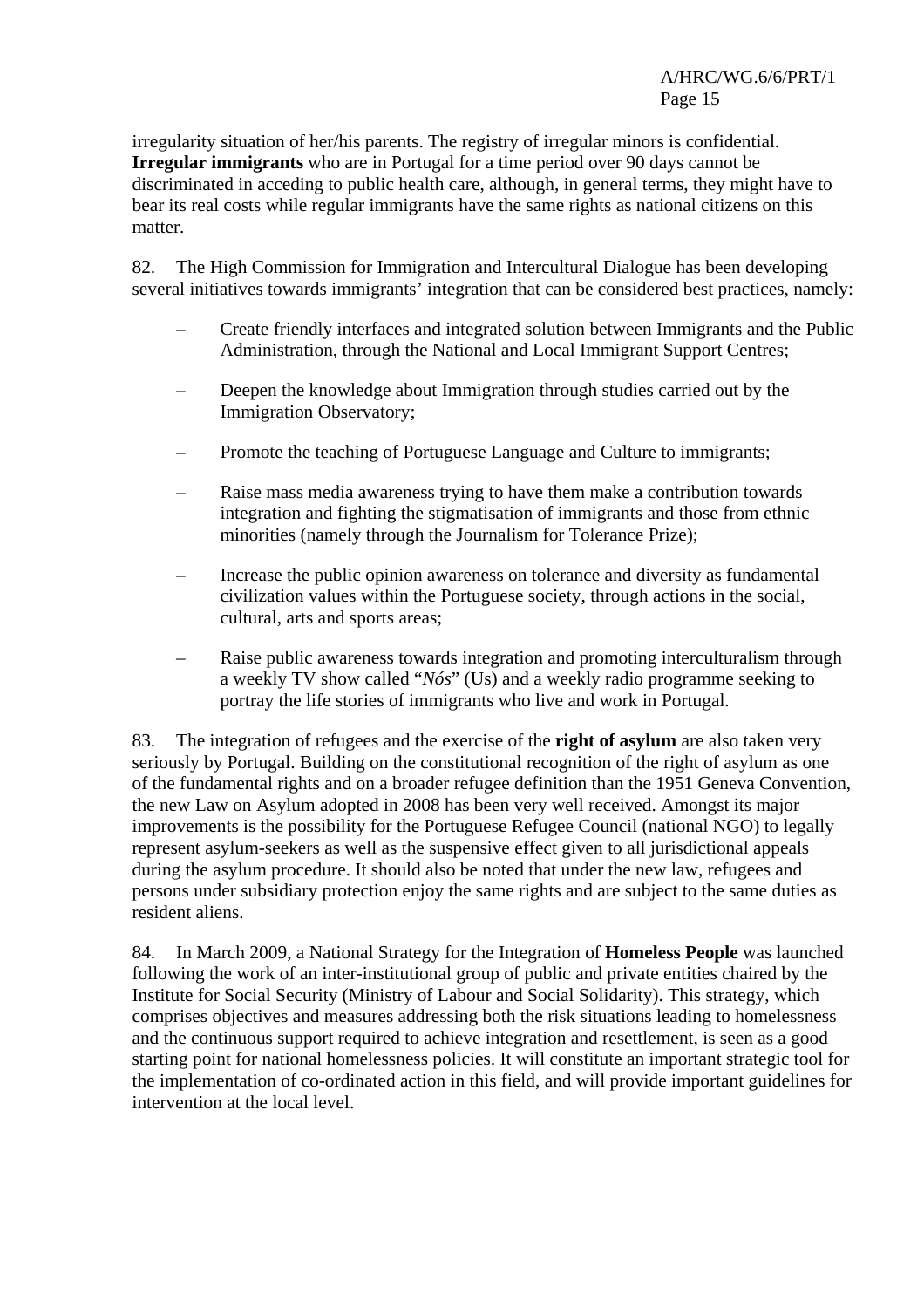irregularity situation of her/his parents. The registry of irregular minors is confidential. **Irregular immigrants** who are in Portugal for a time period over 90 days cannot be discriminated in acceding to public health care, although, in general terms, they might have to bear its real costs while regular immigrants have the same rights as national citizens on this matter.

82. The High Commission for Immigration and Intercultural Dialogue has been developing several initiatives towards immigrants' integration that can be considered best practices, namely:

- Create friendly interfaces and integrated solution between Immigrants and the Public Administration, through the National and Local Immigrant Support Centres;
- Deepen the knowledge about Immigration through studies carried out by the Immigration Observatory;
- Promote the teaching of Portuguese Language and Culture to immigrants;
- Raise mass media awareness trying to have them make a contribution towards integration and fighting the stigmatisation of immigrants and those from ethnic minorities (namely through the Journalism for Tolerance Prize);
- Increase the public opinion awareness on tolerance and diversity as fundamental civilization values within the Portuguese society, through actions in the social, cultural, arts and sports areas;
- Raise public awareness towards integration and promoting interculturalism through a weekly TV show called "*Nós*" (Us) and a weekly radio programme seeking to portray the life stories of immigrants who live and work in Portugal.

83. The integration of refugees and the exercise of the **right of asylum** are also taken very seriously by Portugal. Building on the constitutional recognition of the right of asylum as one of the fundamental rights and on a broader refugee definition than the 1951 Geneva Convention, the new Law on Asylum adopted in 2008 has been very well received. Amongst its major improvements is the possibility for the Portuguese Refugee Council (national NGO) to legally represent asylum-seekers as well as the suspensive effect given to all jurisdictional appeals during the asylum procedure. It should also be noted that under the new law, refugees and persons under subsidiary protection enjoy the same rights and are subject to the same duties as resident aliens.

84. In March 2009, a National Strategy for the Integration of **Homeless People** was launched following the work of an inter-institutional group of public and private entities chaired by the Institute for Social Security (Ministry of Labour and Social Solidarity). This strategy, which comprises objectives and measures addressing both the risk situations leading to homelessness and the continuous support required to achieve integration and resettlement, is seen as a good starting point for national homelessness policies. It will constitute an important strategic tool for the implementation of co-ordinated action in this field, and will provide important guidelines for intervention at the local level.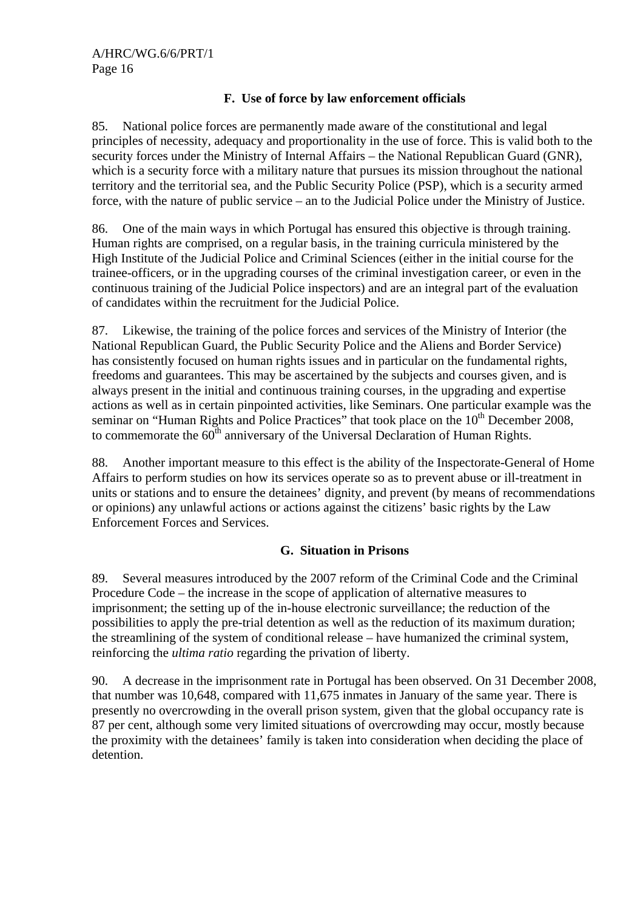### F. Use of force by law enforcement officials

85. National police forces are permanently made aware of the constitutional and legal principles of necessity, adequacy and proportionality in the use of force. This is valid both to the security forces under the Ministry of Internal Affairs – the National Republican Guard (GNR), which is a security force with a military nature that pursues its mission throughout the national territory and the territorial sea, and the Public Security Police (PSP), which is a security armed force, with the nature of public service – an to the Judicial Police under the Ministry of Justice.

86. One of the main ways in which Portugal has ensured this objective is through training. Human rights are comprised, on a regular basis, in the training curricula ministered by the High Institute of the Judicial Police and Criminal Sciences (either in the initial course for the trainee-officers, or in the upgrading courses of the criminal investigation career, or even in the continuous training of the Judicial Police inspectors) and are an integral part of the evaluation of candidates within the recruitment for the Judicial Police.

87. Likewise, the training of the police forces and services of the Ministry of Interior (the National Republican Guard, the Public Security Police and the Aliens and Border Service) has consistently focused on human rights issues and in particular on the fundamental rights, freedoms and guarantees. This may be ascertained by the subjects and courses given, and is always present in the initial and continuous training courses, in the upgrading and expertise actions as well as in certain pinpointed activities, like Seminars. One particular example was the seminar on "Human Rights and Police Practices" that took place on the 10th December 2008, to commemorate the 60th anniversary of the Universal Declaration of Human Rights.

88. Another important measure to this effect is the ability of the Inspectorate-General of Home Affairs to perform studies on how its services operate so as to prevent abuse or ill-treatment in units or stations and to ensure the detainees' dignity, and prevent (by means of recommendations or opinions) any unlawful actions or actions against the citizens' basic rights by the Law Enforcement Forces and Services.

### G. Situation in Prisons

89. Several measures introduced by the 2007 reform of the Criminal Code and the Criminal Procedure Code – the increase in the scope of application of alternative measures to imprisonment; the setting up of the in-house electronic surveillance; the reduction of the possibilities to apply the pre-trial detention as well as the reduction of its maximum duration; the streamlining of the system of conditional release – have humanized the criminal system, reinforcing the *ultima ratio* regarding the privation of liberty.

90. A decrease in the imprisonment rate in Portugal has been observed. On 31 December 2008, that number was 10,648, compared with 11,675 inmates in January of the same year. There is presently no overcrowding in the overall prison system, given that the global occupancy rate is 87 per cent, although some very limited situations of overcrowding may occur, mostly because the proximity with the detainees' family is taken into consideration when deciding the place of detention.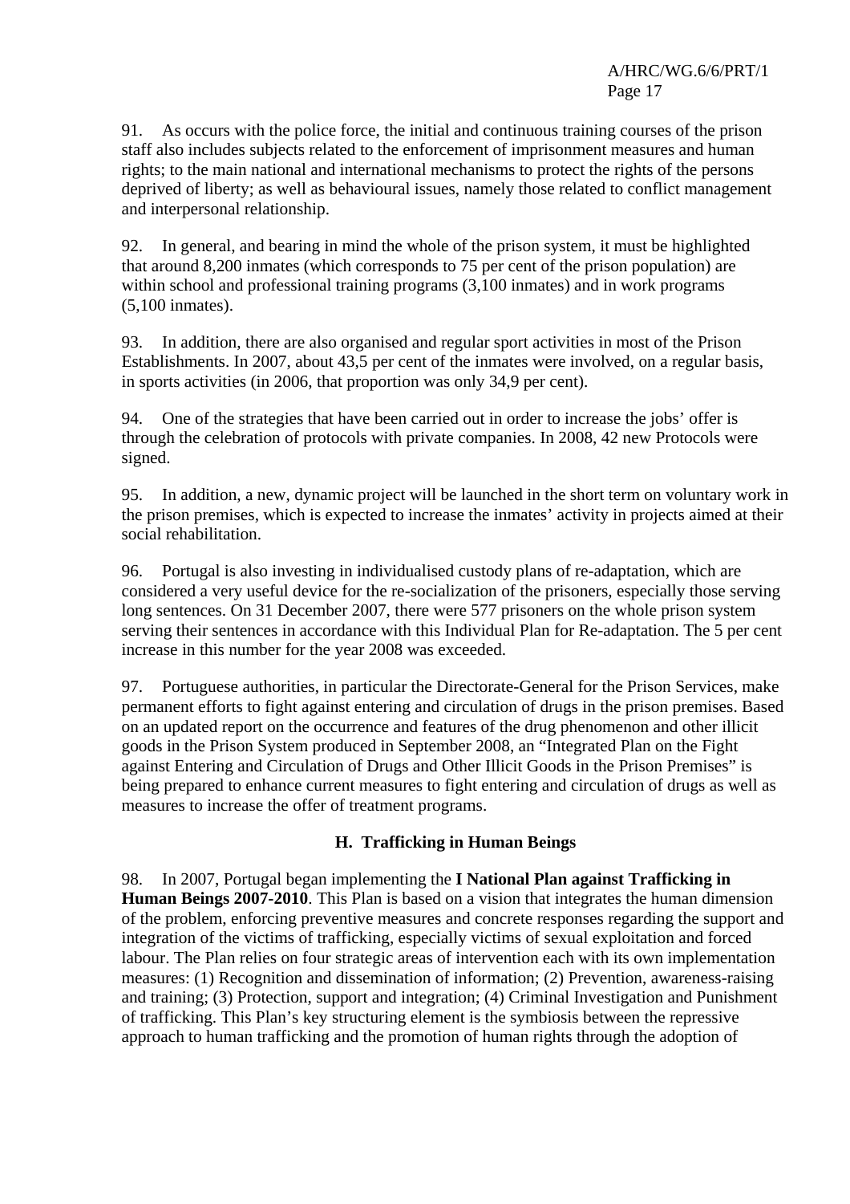91. As occurs with the police force, the initial and continuous training courses of the prison staff also includes subjects related to the enforcement of imprisonment measures and human rights; to the main national and international mechanisms to protect the rights of the persons deprived of liberty; as well as behavioural issues, namely those related to conflict management and interpersonal relationship.

92. In general, and bearing in mind the whole of the prison system, it must be highlighted that around 8,200 inmates (which corresponds to 75 per cent of the prison population) are within school and professional training programs (3,100 inmates) and in work programs (5,100 inmates).

93. In addition, there are also organised and regular sport activities in most of the Prison Establishments. In 2007, about 43,5 per cent of the inmates were involved, on a regular basis, in sports activities (in 2006, that proportion was only 34,9 per cent).

94. One of the strategies that have been carried out in order to increase the jobs' offer is through the celebration of protocols with private companies. In 2008, 42 new Protocols were signed.

95. In addition, a new, dynamic project will be launched in the short term on voluntary work in the prison premises, which is expected to increase the inmates' activity in projects aimed at their social rehabilitation.

96. Portugal is also investing in individualised custody plans of re-adaptation, which are considered a very useful device for the re-socialization of the prisoners, especially those serving long sentences. On 31 December 2007, there were 577 prisoners on the whole prison system serving their sentences in accordance with this Individual Plan for Re-adaptation. The 5 per cent increase in this number for the year 2008 was exceeded.

97. Portuguese authorities, in particular the Directorate-General for the Prison Services, make permanent efforts to fight against entering and circulation of drugs in the prison premises. Based on an updated report on the occurrence and features of the drug phenomenon and other illicit goods in the Prison System produced in September 2008, an "Integrated Plan on the Fight against Entering and Circulation of Drugs and Other Illicit Goods in the Prison Premises" is being prepared to enhance current measures to fight entering and circulation of drugs as well as measures to increase the offer of treatment programs.

## H. Trafficking in Human Beings

98. In 2007, Portugal began implementing the **I National Plan against Trafficking in Human Beings 2007-2010**. This Plan is based on a vision that integrates the human dimension of the problem, enforcing preventive measures and concrete responses regarding the support and integration of the victims of trafficking, especially victims of sexual exploitation and forced labour. The Plan relies on four strategic areas of intervention each with its own implementation measures: (1) Recognition and dissemination of information; (2) Prevention, awareness-raising and training; (3) Protection, support and integration; (4) Criminal Investigation and Punishment of trafficking. This Plan's key structuring element is the symbiosis between the repressive approach to human trafficking and the promotion of human rights through the adoption of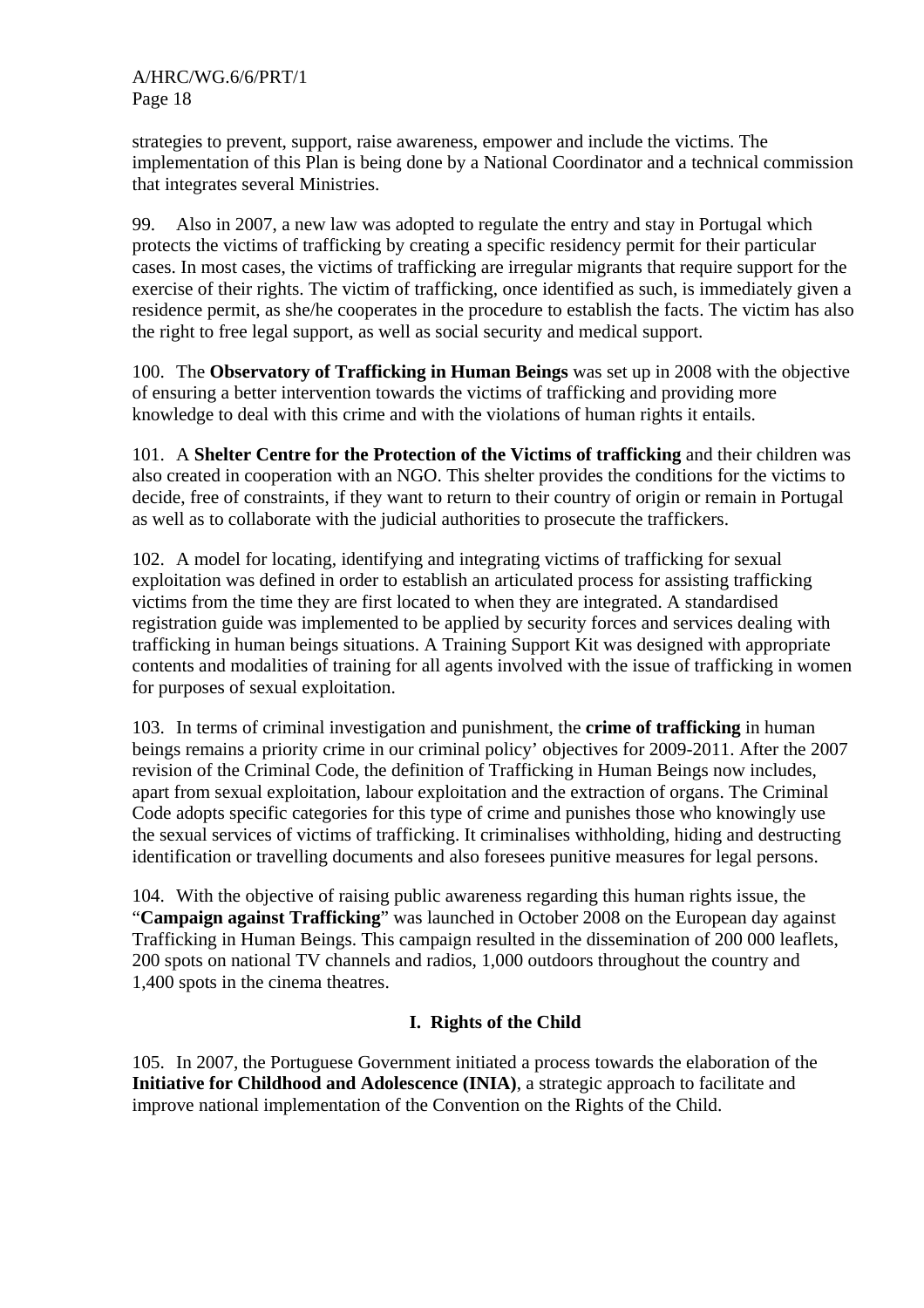strategies to prevent, support, raise awareness, empower and include the victims. The implementation of this Plan is being done by a National Coordinator and a technical commission that integrates several Ministries.

99. Also in 2007, a new law was adopted to regulate the entry and stay in Portugal which protects the victims of trafficking by creating a specific residency permit for their particular cases. In most cases, the victims of trafficking are irregular migrants that require support for the exercise of their rights. The victim of trafficking, once identified as such, is immediately given a residence permit, as she/he cooperates in the procedure to establish the facts. The victim has also the right to free legal support, as well as social security and medical support.

100. The **Observatory of Trafficking in Human Beings** was set up in 2008 with the objective of ensuring a better intervention towards the victims of trafficking and providing more knowledge to deal with this crime and with the violations of human rights it entails.

101. A **Shelter Centre for the Protection of the Victims of trafficking** and their children was also created in cooperation with an NGO. This shelter provides the conditions for the victims to decide, free of constraints, if they want to return to their country of origin or remain in Portugal as well as to collaborate with the judicial authorities to prosecute the traffickers.

102. A model for locating, identifying and integrating victims of trafficking for sexual exploitation was defined in order to establish an articulated process for assisting trafficking victims from the time they are first located to when they are integrated. A standardised registration guide was implemented to be applied by security forces and services dealing with trafficking in human beings situations. A Training Support Kit was designed with appropriate contents and modalities of training for all agents involved with the issue of trafficking in women for purposes of sexual exploitation.

103. In terms of criminal investigation and punishment, the **crime of trafficking** in human beings remains a priority crime in our criminal policy' objectives for 2009-2011. After the 2007 revision of the Criminal Code, the definition of Trafficking in Human Beings now includes, apart from sexual exploitation, labour exploitation and the extraction of organs. The Criminal Code adopts specific categories for this type of crime and punishes those who knowingly use the sexual services of victims of trafficking. It criminalises withholding, hiding and destructing identification or travelling documents and also foresees punitive measures for legal persons.

104. With the objective of raising public awareness regarding this human rights issue, the "**Campaign against Trafficking**" was launched in October 2008 on the European day against Trafficking in Human Beings. This campaign resulted in the dissemination of 200 000 leaflets, 200 spots on national TV channels and radios, 1,000 outdoors throughout the country and 1,400 spots in the cinema theatres.

### I. Rights of the Child

105. In 2007, the Portuguese Government initiated a process towards the elaboration of the **Initiative for Childhood and Adolescence (INIA)**, a strategic approach to facilitate and improve national implementation of the Convention on the Rights of the Child.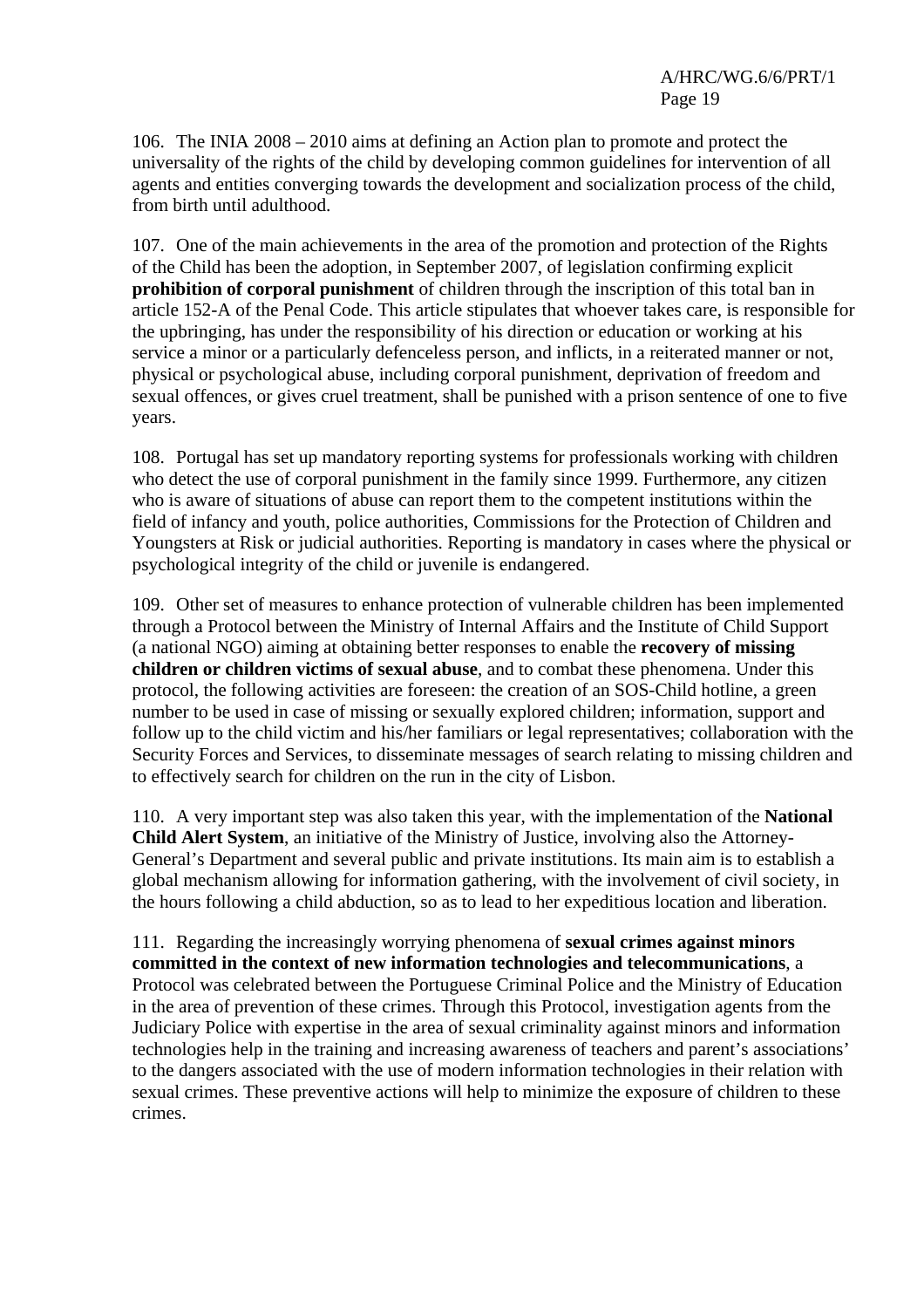106. The INIA 2008 – 2010 aims at defining an Action plan to promote and protect the universality of the rights of the child by developing common guidelines for intervention of all agents and entities converging towards the development and socialization process of the child, from birth until adulthood.

107. One of the main achievements in the area of the promotion and protection of the Rights of the Child has been the adoption, in September 2007, of legislation confirming explicit **prohibition of corporal punishment** of children through the inscription of this total ban in article 152-A of the Penal Code. This article stipulates that whoever takes care, is responsible for the upbringing, has under the responsibility of his direction or education or working at his service a minor or a particularly defenceless person, and inflicts, in a reiterated manner or not, physical or psychological abuse, including corporal punishment, deprivation of freedom and sexual offences, or gives cruel treatment, shall be punished with a prison sentence of one to five years.

108. Portugal has set up mandatory reporting systems for professionals working with children who detect the use of corporal punishment in the family since 1999. Furthermore, any citizen who is aware of situations of abuse can report them to the competent institutions within the field of infancy and youth, police authorities, Commissions for the Protection of Children and Youngsters at Risk or judicial authorities. Reporting is mandatory in cases where the physical or psychological integrity of the child or juvenile is endangered.

109. Other set of measures to enhance protection of vulnerable children has been implemented through a Protocol between the Ministry of Internal Affairs and the Institute of Child Support (a national NGO) aiming at obtaining better responses to enable the **recovery of missing children or children victims of sexual abuse**, and to combat these phenomena. Under this protocol, the following activities are foreseen: the creation of an SOS-Child hotline, a green number to be used in case of missing or sexually explored children; information, support and follow up to the child victim and his/her familiars or legal representatives; collaboration with the Security Forces and Services, to disseminate messages of search relating to missing children and to effectively search for children on the run in the city of Lisbon.

110. A very important step was also taken this year, with the implementation of the **National Child Alert System**, an initiative of the Ministry of Justice, involving also the Attorney-General's Department and several public and private institutions. Its main aim is to establish a global mechanism allowing for information gathering, with the involvement of civil society, in the hours following a child abduction, so as to lead to her expeditious location and liberation.

111. Regarding the increasingly worrying phenomena of **sexual crimes against minors committed in the context of new information technologies and telecommunications**, a Protocol was celebrated between the Portuguese Criminal Police and the Ministry of Education in the area of prevention of these crimes. Through this Protocol, investigation agents from the Judiciary Police with expertise in the area of sexual criminality against minors and information technologies help in the training and increasing awareness of teachers and parent's associations' to the dangers associated with the use of modern information technologies in their relation with sexual crimes. These preventive actions will help to minimize the exposure of children to these crimes.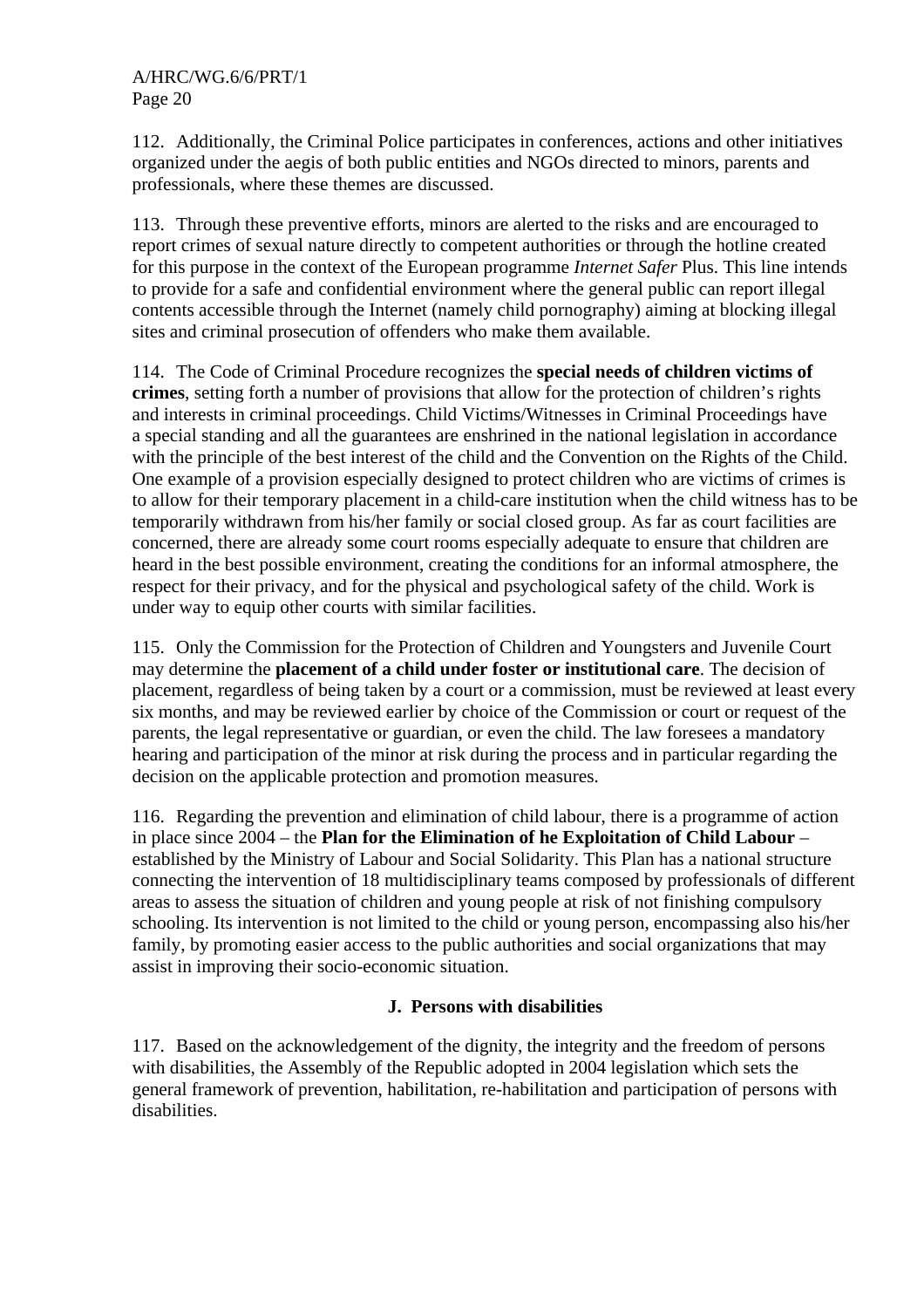112. Additionally, the Criminal Police participates in conferences, actions and other initiatives organized under the aegis of both public entities and NGOs directed to minors, parents and professionals, where these themes are discussed.

113. Through these preventive efforts, minors are alerted to the risks and are encouraged to report crimes of sexual nature directly to competent authorities or through the hotline created for this purpose in the context of the European programme *Internet Safer* Plus. This line intends to provide for a safe and confidential environment where the general public can report illegal contents accessible through the Internet (namely child pornography) aiming at blocking illegal sites and criminal prosecution of offenders who make them available.

114. The Code of Criminal Procedure recognizes the **special needs of children victims of crimes**, setting forth a number of provisions that allow for the protection of children's rights and interests in criminal proceedings. Child Victims/Witnesses in Criminal Proceedings have a special standing and all the guarantees are enshrined in the national legislation in accordance with the principle of the best interest of the child and the Convention on the Rights of the Child. One example of a provision especially designed to protect children who are victims of crimes is to allow for their temporary placement in a child-care institution when the child witness has to be temporarily withdrawn from his/her family or social closed group. As far as court facilities are concerned, there are already some court rooms especially adequate to ensure that children are heard in the best possible environment, creating the conditions for an informal atmosphere, the respect for their privacy, and for the physical and psychological safety of the child. Work is under way to equip other courts with similar facilities.

115. Only the Commission for the Protection of Children and Youngsters and Juvenile Court may determine the **placement of a child under foster or institutional care**. The decision of placement, regardless of being taken by a court or a commission, must be reviewed at least every six months, and may be reviewed earlier by choice of the Commission or court or request of the parents, the legal representative or guardian, or even the child. The law foresees a mandatory hearing and participation of the minor at risk during the process and in particular regarding the decision on the applicable protection and promotion measures.

116. Regarding the prevention and elimination of child labour, there is a programme of action in place since 2004 – the **Plan for the Elimination of he Exploitation of Child Labour** – established by the Ministry of Labour and Social Solidarity. This Plan has a national structure connecting the intervention of 18 multidisciplinary teams composed by professionals of different areas to assess the situation of children and young people at risk of not finishing compulsory schooling. Its intervention is not limited to the child or young person, encompassing also his/her family, by promoting easier access to the public authorities and social organizations that may assist in improving their socio-economic situation.

### J. Persons with disabilities

117. Based on the acknowledgement of the dignity, the integrity and the freedom of persons with disabilities, the Assembly of the Republic adopted in 2004 legislation which sets the general framework of prevention, habilitation, re-habilitation and participation of persons with disabilities.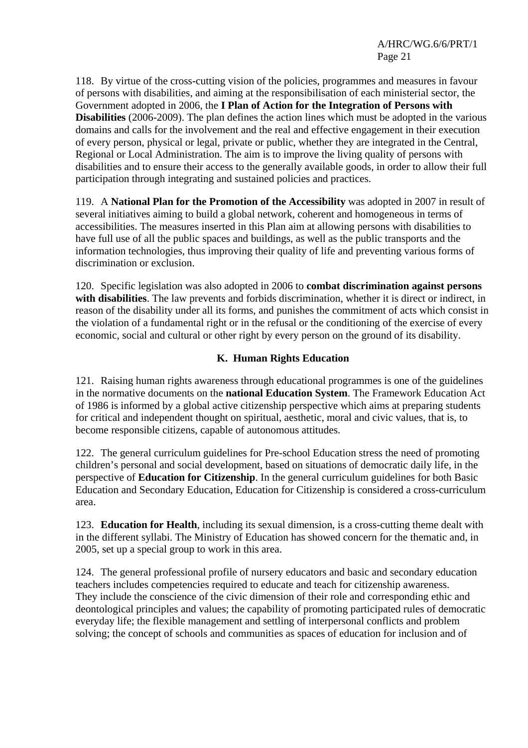118. By virtue of the cross-cutting vision of the policies, programmes and measures in favour of persons with disabilities, and aiming at the responsibilisation of each ministerial sector, the Government adopted in 2006, the **I Plan of Action for the Integration of Persons with Disabilities** (2006-2009). The plan defines the action lines which must be adopted in the various domains and calls for the involvement and the real and effective engagement in their execution of every person, physical or legal, private or public, whether they are integrated in the Central, Regional or Local Administration. The aim is to improve the living quality of persons with disabilities and to ensure their access to the generally available goods, in order to allow their full participation through integrating and sustained policies and practices.

119. A **National Plan for the Promotion of the Accessibility** was adopted in 2007 in result of several initiatives aiming to build a global network, coherent and homogeneous in terms of accessibilities. The measures inserted in this Plan aim at allowing persons with disabilities to have full use of all the public spaces and buildings, as well as the public transports and the information technologies, thus improving their quality of life and preventing various forms of discrimination or exclusion.

120. Specific legislation was also adopted in 2006 to **combat discrimination against persons with disabilities**. The law prevents and forbids discrimination, whether it is direct or indirect, in reason of the disability under all its forms, and punishes the commitment of acts which consist in the violation of a fundamental right or in the refusal or the conditioning of the exercise of every economic, social and cultural or other right by every person on the ground of its disability.

### K. Human Rights Education

121. Raising human rights awareness through educational programmes is one of the guidelines in the normative documents on the **national Education System**. The Framework Education Act of 1986 is informed by a global active citizenship perspective which aims at preparing students for critical and independent thought on spiritual, aesthetic, moral and civic values, that is, to become responsible citizens, capable of autonomous attitudes.

122. The general curriculum guidelines for Pre-school Education stress the need of promoting children's personal and social development, based on situations of democratic daily life, in the perspective of **Education for Citizenship**. In the general curriculum guidelines for both Basic Education and Secondary Education, Education for Citizenship is considered a cross-curriculum area.

123. **Education for Health**, including its sexual dimension, is a cross-cutting theme dealt with in the different syllabi. The Ministry of Education has showed concern for the thematic and, in 2005, set up a special group to work in this area.

124. The general professional profile of nursery educators and basic and secondary education teachers includes competencies required to educate and teach for citizenship awareness. They include the conscience of the civic dimension of their role and corresponding ethic and deontological principles and values; the capability of promoting participated rules of democratic everyday life; the flexible management and settling of interpersonal conflicts and problem solving; the concept of schools and communities as spaces of education for inclusion and of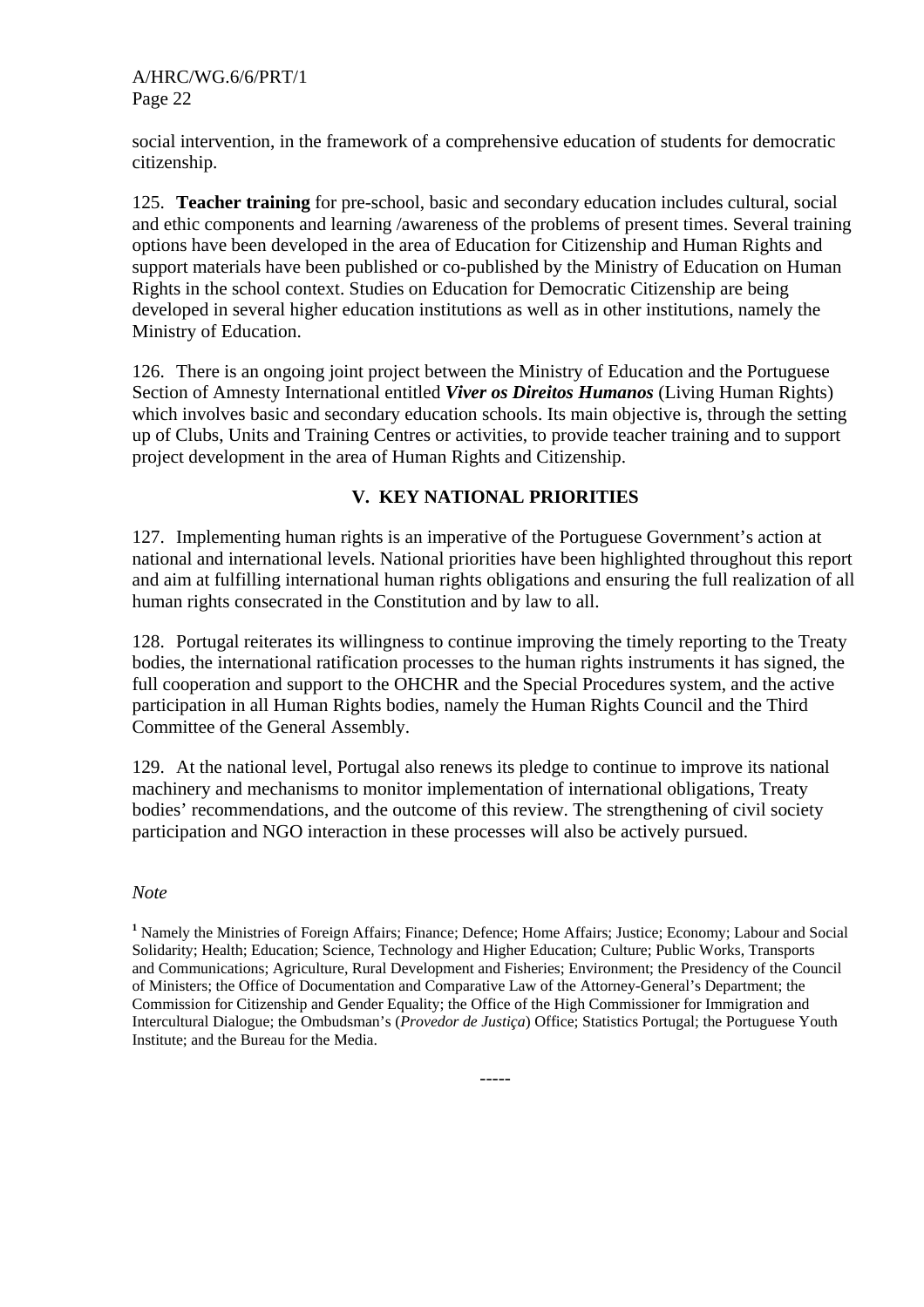social intervention, in the framework of a comprehensive education of students for democratic citizenship.

125. **Teacher training** for pre-school, basic and secondary education includes cultural, social and ethic components and learning /awareness of the problems of present times. Several training options have been developed in the area of Education for Citizenship and Human Rights and support materials have been published or co-published by the Ministry of Education on Human Rights in the school context. Studies on Education for Democratic Citizenship are being developed in several higher education institutions as well as in other institutions, namely the Ministry of Education.

126. There is an ongoing joint project between the Ministry of Education and the Portuguese Section of Amnesty International entitled ***Viver os Direitos Humanos*** (Living Human Rights) which involves basic and secondary education schools. Its main objective is, through the setting up of Clubs, Units and Training Centres or activities, to provide teacher training and to support project development in the area of Human Rights and Citizenship.

## V. KEY NATIONAL PRIORITIES

127. Implementing human rights is an imperative of the Portuguese Government's action at national and international levels. National priorities have been highlighted throughout this report and aim at fulfilling international human rights obligations and ensuring the full realization of all human rights consecrated in the Constitution and by law to all.

128. Portugal reiterates its willingness to continue improving the timely reporting to the Treaty bodies, the international ratification processes to the human rights instruments it has signed, the full cooperation and support to the OHCHR and the Special Procedures system, and the active participation in all Human Rights bodies, namely the Human Rights Council and the Third Committee of the General Assembly.

129. At the national level, Portugal also renews its pledge to continue to improve its national machinery and mechanisms to monitor implementation of international obligations, Treaty bodies' recommendations, and the outcome of this review. The strengthening of civil society participation and NGO interaction in these processes will also be actively pursued.

*Note*

[1] Namely the Ministries of Foreign Affairs; Finance; Defence; Home Affairs; Justice; Economy; Labour and Social Solidarity; Health; Education; Science, Technology and Higher Education; Culture; Public Works, Transports and Communications; Agriculture, Rural Development and Fisheries; Environment; the Presidency of the Council of Ministers; the Office of Documentation and Comparative Law of the Attorney-General's Department; the Commission for Citizenship and Gender Equality; the Office of the High Commissioner for Immigration and Intercultural Dialogue; the Ombudsman's (*Provedor de Justiça*) Office; Statistics Portugal; the Portuguese Youth Institute; and the Bureau for the Media.

-----